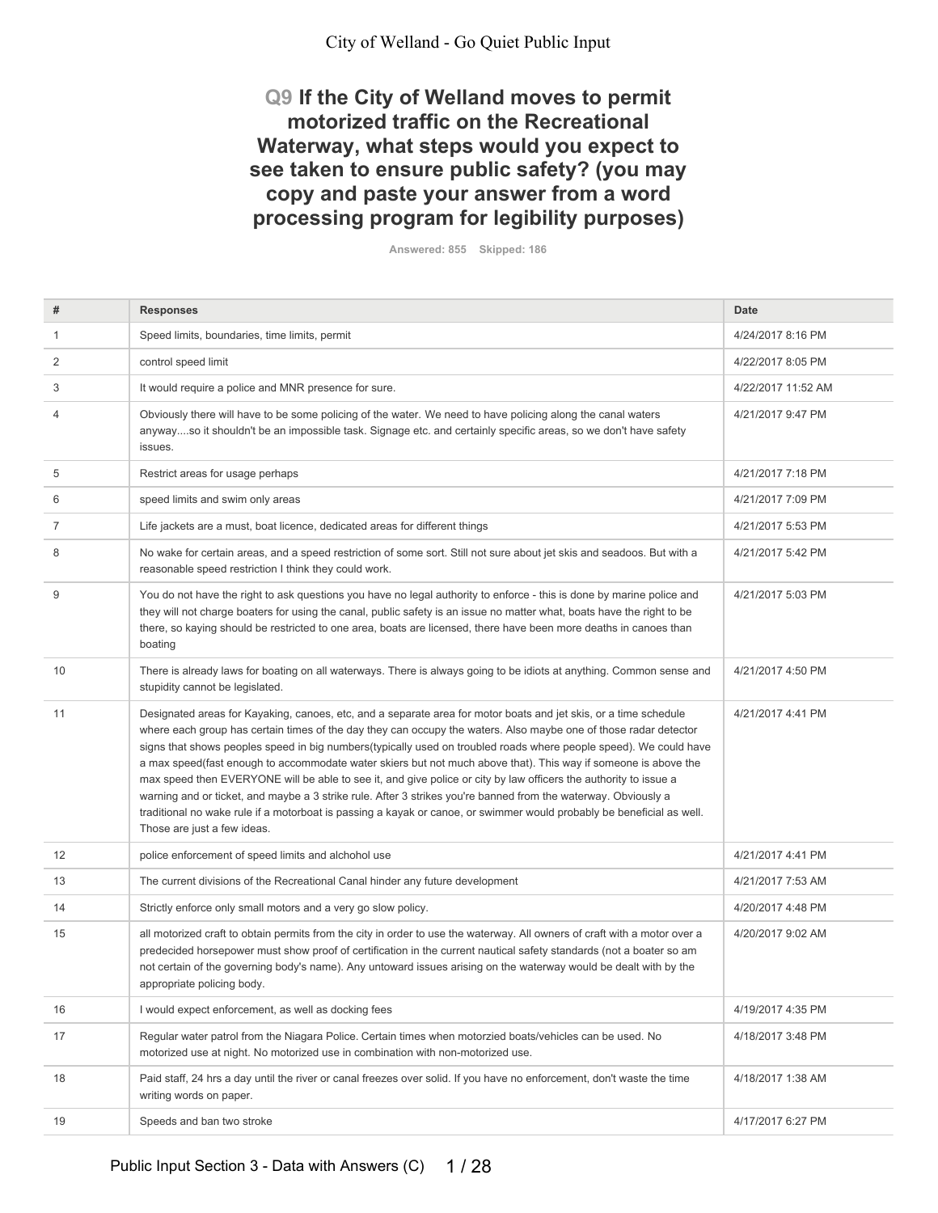# City of Welland - Go Quiet Public Input

## Q9 If the City of Welland moves to permit motorized traffic on the Recreational Waterway, what steps would you expect to see taken to ensure public safety? (you may copy and paste your answer from a word processing program for legibility purposes)

Answered: 855 Skipped: 186

| # | Responses | Date |
|---|---|---|
| 1 | Speed limits, boundaries, time limits, permit | 4/24/2017 8:16 PM |
| 2 | control speed limit | 4/22/2017 8:05 PM |
| 3 | It would require a police and MNR presence for sure. | 4/22/2017 11:52 AM |
| 4 | Obviously there will have to be some policing of the water. We need to have policing along the canal waters anyway....so it shouldn't be an impossible task. Signage etc. and certainly specific areas, so we don't have safety issues. | 4/21/2017 9:47 PM |
| 5 | Restrict areas for usage perhaps | 4/21/2017 7:18 PM |
| 6 | speed limits and swim only areas | 4/21/2017 7:09 PM |
| 7 | Life jackets are a must, boat licence, dedicated areas for different things | 4/21/2017 5:53 PM |
| 8 | No wake for certain areas, and a speed restriction of some sort. Still not sure about jet skis and seadoos. But with a reasonable speed restriction I think they could work. | 4/21/2017 5:42 PM |
| 9 | You do not have the right to ask questions you have no legal authority to enforce - this is done by marine police and they will not charge boaters for using the canal, public safety is an issue no matter what, boats have the right to be there, so kaying should be restricted to one area, boats are licensed, there have been more deaths in canoes than boating | 4/21/2017 5:03 PM |
| 10 | There is already laws for boating on all waterways. There is always going to be idiots at anything. Common sense and stupidity cannot be legislated. | 4/21/2017 4:50 PM |
| 11 | Designated areas for Kayaking, canoes, etc, and a separate area for motor boats and jet skis, or a time schedule where each group has certain times of the day they can occupy the waters. Also maybe one of those radar detector signs that shows peoples speed in big numbers(typically used on troubled roads where people speed). We could have a max speed(fast enough to accommodate water skiers but not much above that). This way if someone is above the max speed then EVERYONE will be able to see it, and give police or city by law officers the authority to issue a warning and or ticket, and maybe a 3 strike rule. After 3 strikes you're banned from the waterway. Obviously a traditional no wake rule if a motorboat is passing a kayak or canoe, or swimmer would probably be beneficial as well. Those are just a few ideas. | 4/21/2017 4:41 PM |
| 12 | police enforcement of speed limits and alchohol use | 4/21/2017 4:41 PM |
| 13 | The current divisions of the Recreational Canal hinder any future development | 4/21/2017 7:53 AM |
| 14 | Strictly enforce only small motors and a very go slow policy. | 4/20/2017 4:48 PM |
| 15 | all motorized craft to obtain permits from the city in order to use the waterway. All owners of craft with a motor over a predecided horsepower must show proof of certification in the current nautical safety standards (not a boater so am not certain of the governing body's name). Any untoward issues arising on the waterway would be dealt with by the appropriate policing body. | 4/20/2017 9:02 AM |
| 16 | I would expect enforcement, as well as docking fees | 4/19/2017 4:35 PM |
| 17 | Regular water patrol from the Niagara Police. Certain times when motorzied boats/vehicles can be used. No motorized use at night. No motorized use in combination with non-motorized use. | 4/18/2017 3:48 PM |
| 18 | Paid staff, 24 hrs a day until the river or canal freezes over solid. If you have no enforcement, don't waste the time writing words on paper. | 4/18/2017 1:38 AM |
| 19 | Speeds and ban two stroke | 4/17/2017 6:27 PM |

Public Input Section 3 - Data with Answers (C)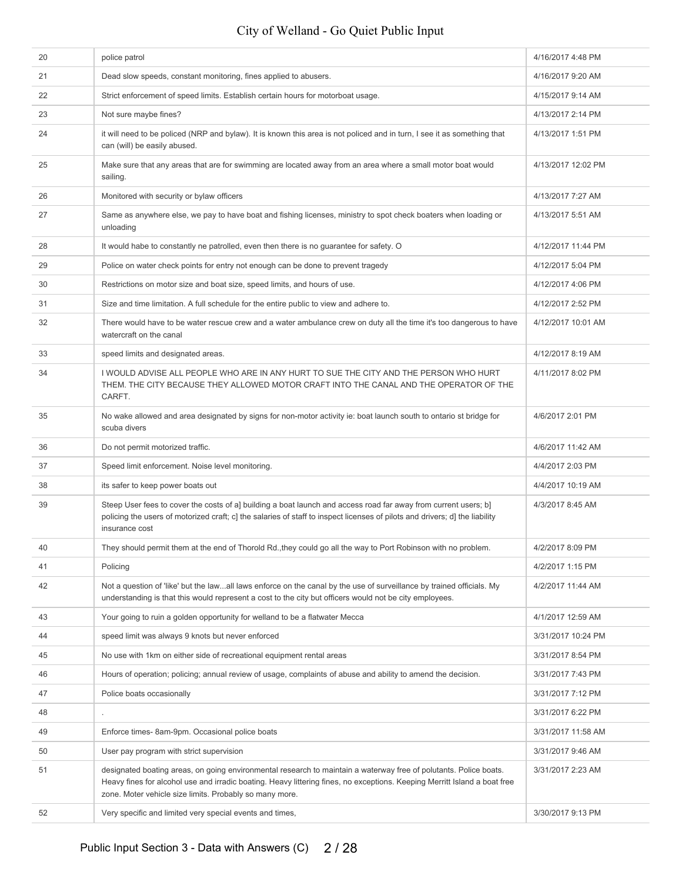| | | |
|---|---|---|
| 20 | police patrol | 4/16/2017 4:48 PM |
| 21 | Dead slow speeds, constant monitoring, fines applied to abusers. | 4/16/2017 9:20 AM |
| 22 | Strict enforcement of speed limits. Establish certain hours for motorboat usage. | 4/15/2017 9:14 AM |
| 23 | Not sure maybe fines? | 4/13/2017 2:14 PM |
| 24 | it will need to be policed (NRP and bylaw). It is known this area is not policed and in turn, I see it as something that can (will) be easily abused. | 4/13/2017 1:51 PM |
| 25 | Make sure that any areas that are for swimming are located away from an area where a small motor boat would sailing. | 4/13/2017 12:02 PM |
| 26 | Monitored with security or bylaw officers | 4/13/2017 7:27 AM |
| 27 | Same as anywhere else, we pay to have boat and fishing licenses, ministry to spot check boaters when loading or unloading | 4/13/2017 5:51 AM |
| 28 | It would habe to constantly ne patrolled, even then there is no guarantee for safety. O | 4/12/2017 11:44 PM |
| 29 | Police on water check points for entry not enough can be done to prevent tragedy | 4/12/2017 5:04 PM |
| 30 | Restrictions on motor size and boat size, speed limits, and hours of use. | 4/12/2017 4:06 PM |
| 31 | Size and time limitation. A full schedule for the entire public to view and adhere to. | 4/12/2017 2:52 PM |
| 32 | There would have to be water rescue crew and a water ambulance crew on duty all the time it's too dangerous to have watercraft on the canal | 4/12/2017 10:01 AM |
| 33 | speed limits and designated areas. | 4/12/2017 8:19 AM |
| 34 | I WOULD ADVISE ALL PEOPLE WHO ARE IN ANY HURT TO SUE THE CITY AND THE PERSON WHO HURT THEM. THE CITY BECAUSE THEY ALLOWED MOTOR CRAFT INTO THE CANAL AND THE OPERATOR OF THE CARFT. | 4/11/2017 8:02 PM |
| 35 | No wake allowed and area designated by signs for non-motor activity ie: boat launch south to ontario st bridge for scuba divers | 4/6/2017 2:01 PM |
| 36 | Do not permit motorized traffic. | 4/6/2017 11:42 AM |
| 37 | Speed limit enforcement. Noise level monitoring. | 4/4/2017 2:03 PM |
| 38 | its safer to keep power boats out | 4/4/2017 10:19 AM |
| 39 | Steep User fees to cover the costs of a] building a boat launch and access road far away from current users; b] policing the users of motorized craft; c] the salaries of staff to inspect licenses of pilots and drivers; d] the liability insurance cost | 4/3/2017 8:45 AM |
| 40 | They should permit them at the end of Thorold Rd.,they could go all the way to Port Robinson with no problem. | 4/2/2017 8:09 PM |
| 41 | Policing | 4/2/2017 1:15 PM |
| 42 | Not a question of 'like' but the law...all laws enforce on the canal by the use of surveillance by trained officials. My understanding is that this would represent a cost to the city but officers would not be city employees. | 4/2/2017 11:44 AM |
| 43 | Your going to ruin a golden opportunity for welland to be a flatwater Mecca | 4/1/2017 12:59 AM |
| 44 | speed limit was always 9 knots but never enforced | 3/31/2017 10:24 PM |
| 45 | No use with 1km on either side of recreational equipment rental areas | 3/31/2017 8:54 PM |
| 46 | Hours of operation; policing; annual review of usage, complaints of abuse and ability to amend the decision. | 3/31/2017 7:43 PM |
| 47 | Police boats occasionally | 3/31/2017 7:12 PM |
| 48 | . | 3/31/2017 6:22 PM |
| 49 | Enforce times- 8am-9pm. Occasional police boats | 3/31/2017 11:58 AM |
| 50 | User pay program with strict supervision | 3/31/2017 9:46 AM |
| 51 | designated boating areas, on going environmental research to maintain a waterway free of polutants. Police boats. Heavy fines for alcohol use and irradic boating. Heavy littering fines, no exceptions. Keeping Merritt Island a boat free zone. Moter vehicle size limits. Probably so many more. | 3/31/2017 2:23 AM |
| 52 | Very specific and limited very special events and times, | 3/30/2017 9:13 PM |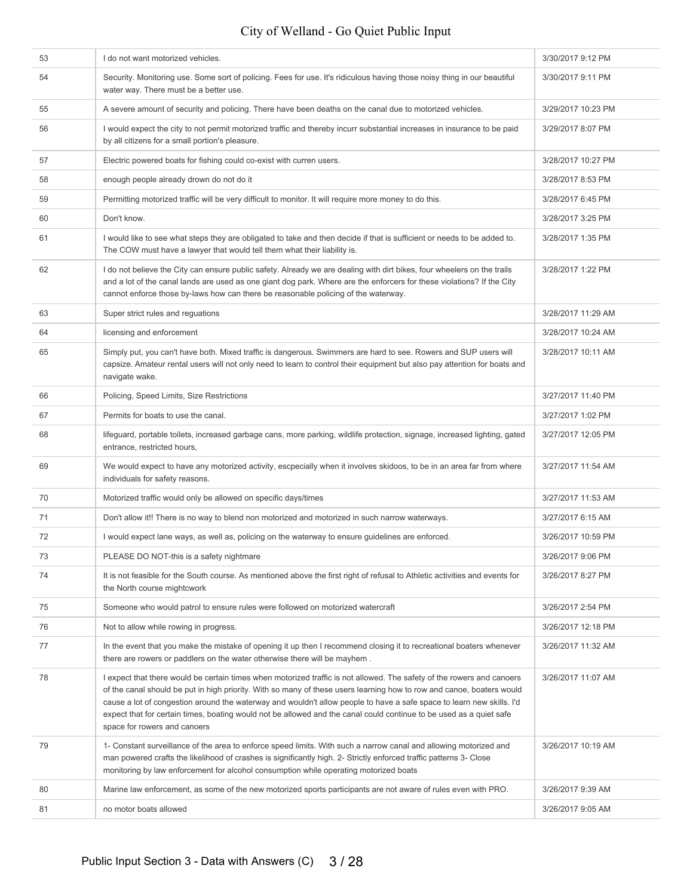| | | |
|---|---|---|
| 53 | I do not want motorized vehicles. | 3/30/2017 9:12 PM |
| 54 | Security. Monitoring use. Some sort of policing. Fees for use. It's ridiculous having those noisy thing in our beautiful water way. There must be a better use. | 3/30/2017 9:11 PM |
| 55 | A severe amount of security and policing. There have been deaths on the canal due to motorized vehicles. | 3/29/2017 10:23 PM |
| 56 | I would expect the city to not permit motorized traffic and thereby incurr substantial increases in insurance to be paid by all citizens for a small portion's pleasure. | 3/29/2017 8:07 PM |
| 57 | Electric powered boats for fishing could co-exist with curren users. | 3/28/2017 10:27 PM |
| 58 | enough people already drown do not do it | 3/28/2017 8:53 PM |
| 59 | Permitting motorized traffic will be very difficult to monitor. It will require more money to do this. | 3/28/2017 6:45 PM |
| 60 | Don't know. | 3/28/2017 3:25 PM |
| 61 | I would like to see what steps they are obligated to take and then decide if that is sufficient or needs to be added to. The COW must have a lawyer that would tell them what their liability is. | 3/28/2017 1:35 PM |
| 62 | I do not believe the City can ensure public safety. Already we are dealing with dirt bikes, four wheelers on the trails and a lot of the canal lands are used as one giant dog park. Where are the enforcers for these violations? If the City cannot enforce those by-laws how can there be reasonable policing of the waterway. | 3/28/2017 1:22 PM |
| 63 | Super strict rules and reguations | 3/28/2017 11:29 AM |
| 64 | licensing and enforcement | 3/28/2017 10:24 AM |
| 65 | Simply put, you can't have both. Mixed traffic is dangerous. Swimmers are hard to see. Rowers and SUP users will capsize. Amateur rental users will not only need to learn to control their equipment but also pay attention for boats and navigate wake. | 3/28/2017 10:11 AM |
| 66 | Policing, Speed Limits, Size Restrictions | 3/27/2017 11:40 PM |
| 67 | Permits for boats to use the canal. | 3/27/2017 1:02 PM |
| 68 | lifeguard, portable toilets, increased garbage cans, more parking, wildlife protection, signage, increased lighting, gated entrance, restricted hours, | 3/27/2017 12:05 PM |
| 69 | We would expect to have any motorized activity, escpecially when it involves skidoos, to be in an area far from where individuals for safety reasons. | 3/27/2017 11:54 AM |
| 70 | Motorized traffic would only be allowed on specific days/times | 3/27/2017 11:53 AM |
| 71 | Don't allow it!! There is no way to blend non motorized and motorized in such narrow waterways. | 3/27/2017 6:15 AM |
| 72 | I would expect lane ways, as well as, policing on the waterway to ensure guidelines are enforced. | 3/26/2017 10:59 PM |
| 73 | PLEASE DO NOT-this is a safety nightmare | 3/26/2017 9:06 PM |
| 74 | It is not feasible for the South course. As mentioned above the first right of refusal to Athletic activities and events for the North course mightcwork | 3/26/2017 8:27 PM |
| 75 | Someone who would patrol to ensure rules were followed on motorized watercraft | 3/26/2017 2:54 PM |
| 76 | Not to allow while rowing in progress. | 3/26/2017 12:18 PM |
| 77 | In the event that you make the mistake of opening it up then I recommend closing it to recreational boaters whenever there are rowers or paddlers on the water otherwise there will be mayhem . | 3/26/2017 11:32 AM |
| 78 | I expect that there would be certain times when motorized traffic is not allowed. The safety of the rowers and canoers of the canal should be put in high priority. With so many of these users learning how to row and canoe, boaters would cause a lot of congestion around the waterway and wouldn't allow people to have a safe space to learn new skills. I'd expect that for certain times, boating would not be allowed and the canal could continue to be used as a quiet safe space for rowers and canoers | 3/26/2017 11:07 AM |
| 79 | 1- Constant surveillance of the area to enforce speed limits. With such a narrow canal and allowing motorized and man powered crafts the likelihood of crashes is significantly high. 2- Strictly enforced traffic patterns 3- Close monitoring by law enforcement for alcohol consumption while operating motorized boats | 3/26/2017 10:19 AM |
| 80 | Marine law enforcement, as some of the new motorized sports participants are not aware of rules even with PRO. | 3/26/2017 9:39 AM |
| 81 | no motor boats allowed | 3/26/2017 9:05 AM |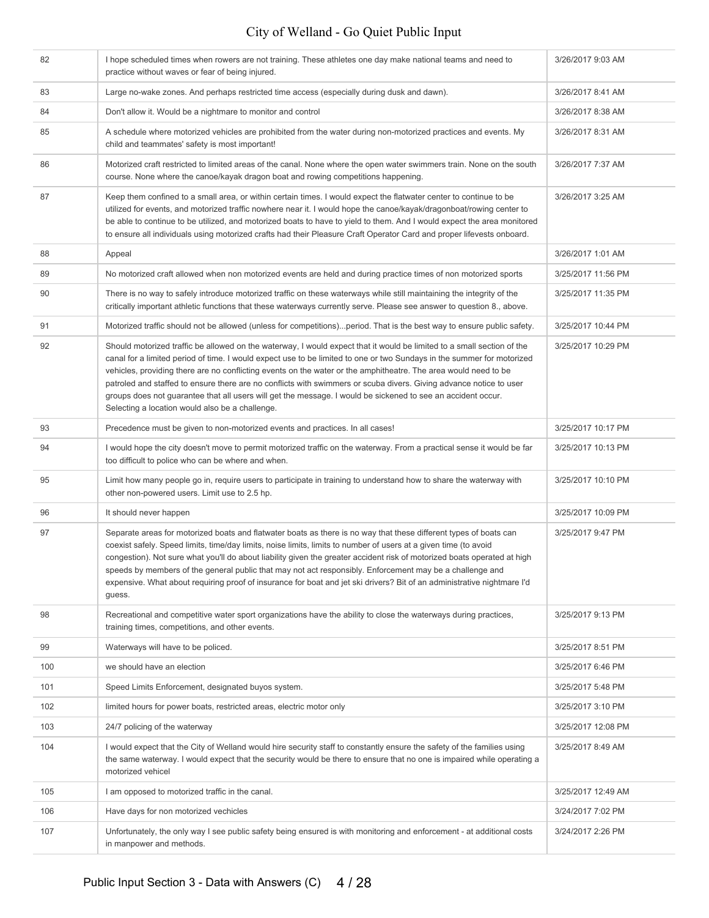| | | |
|---|---|---|
| 82 | I hope scheduled times when rowers are not training. These athletes one day make national teams and need to practice without waves or fear of being injured. | 3/26/2017 9:03 AM |
| 83 | Large no-wake zones. And perhaps restricted time access (especially during dusk and dawn). | 3/26/2017 8:41 AM |
| 84 | Don't allow it. Would be a nightmare to monitor and control | 3/26/2017 8:38 AM |
| 85 | A schedule where motorized vehicles are prohibited from the water during non-motorized practices and events. My child and teammates' safety is most important! | 3/26/2017 8:31 AM |
| 86 | Motorized craft restricted to limited areas of the canal. None where the open water swimmers train. None on the south course. None where the canoe/kayak dragon boat and rowing competitions happening. | 3/26/2017 7:37 AM |
| 87 | Keep them confined to a small area, or within certain times. I would expect the flatwater center to continue to be utilized for events, and motorized traffic nowhere near it. I would hope the canoe/kayak/dragonboat/rowing center to be able to continue to be utilized, and motorized boats to have to yield to them. And I would expect the area monitored to ensure all individuals using motorized crafts had their Pleasure Craft Operator Card and proper lifevests onboard. | 3/26/2017 3:25 AM |
| 88 | Appeal | 3/26/2017 1:01 AM |
| 89 | No motorized craft allowed when non motorized events are held and during practice times of non motorized sports | 3/25/2017 11:56 PM |
| 90 | There is no way to safely introduce motorized traffic on these waterways while still maintaining the integrity of the critically important athletic functions that these waterways currently serve. Please see answer to question 8., above. | 3/25/2017 11:35 PM |
| 91 | Motorized traffic should not be allowed (unless for competitions)...period. That is the best way to ensure public safety. | 3/25/2017 10:44 PM |
| 92 | Should motorized traffic be allowed on the waterway, I would expect that it would be limited to a small section of the canal for a limited period of time. I would expect use to be limited to one or two Sundays in the summer for motorized vehicles, providing there are no conflicting events on the water or the amphitheatre. The area would need to be patroled and staffed to ensure there are no conflicts with swimmers or scuba divers. Giving advance notice to user groups does not guarantee that all users will get the message. I would be sickened to see an accident occur. Selecting a location would also be a challenge. | 3/25/2017 10:29 PM |
| 93 | Precedence must be given to non-motorized events and practices. In all cases! | 3/25/2017 10:17 PM |
| 94 | I would hope the city doesn't move to permit motorized traffic on the waterway. From a practical sense it would be far too difficult to police who can be where and when. | 3/25/2017 10:13 PM |
| 95 | Limit how many people go in, require users to participate in training to understand how to share the waterway with other non-powered users. Limit use to 2.5 hp. | 3/25/2017 10:10 PM |
| 96 | It should never happen | 3/25/2017 10:09 PM |
| 97 | Separate areas for motorized boats and flatwater boats as there is no way that these different types of boats can coexist safely. Speed limits, time/day limits, noise limits, limits to number of users at a given time (to avoid congestion). Not sure what you'll do about liability given the greater accident risk of motorized boats operated at high speeds by members of the general public that may not act responsibly. Enforcement may be a challenge and expensive. What about requiring proof of insurance for boat and jet ski drivers? Bit of an administrative nightmare I'd guess. | 3/25/2017 9:47 PM |
| 98 | Recreational and competitive water sport organizations have the ability to close the waterways during practices, training times, competitions, and other events. | 3/25/2017 9:13 PM |
| 99 | Waterways will have to be policed. | 3/25/2017 8:51 PM |
| 100 | we should have an election | 3/25/2017 6:46 PM |
| 101 | Speed Limits Enforcement, designated buyos system. | 3/25/2017 5:48 PM |
| 102 | limited hours for power boats, restricted areas, electric motor only | 3/25/2017 3:10 PM |
| 103 | 24/7 policing of the waterway | 3/25/2017 12:08 PM |
| 104 | I would expect that the City of Welland would hire security staff to constantly ensure the safety of the families using the same waterway. I would expect that the security would be there to ensure that no one is impaired while operating a motorized vehicel | 3/25/2017 8:49 AM |
| 105 | I am opposed to motorized traffic in the canal. | 3/25/2017 12:49 AM |
| 106 | Have days for non motorized vechicles | 3/24/2017 7:02 PM |
| 107 | Unfortunately, the only way I see public safety being ensured is with monitoring and enforcement - at additional costs in manpower and methods. | 3/24/2017 2:26 PM |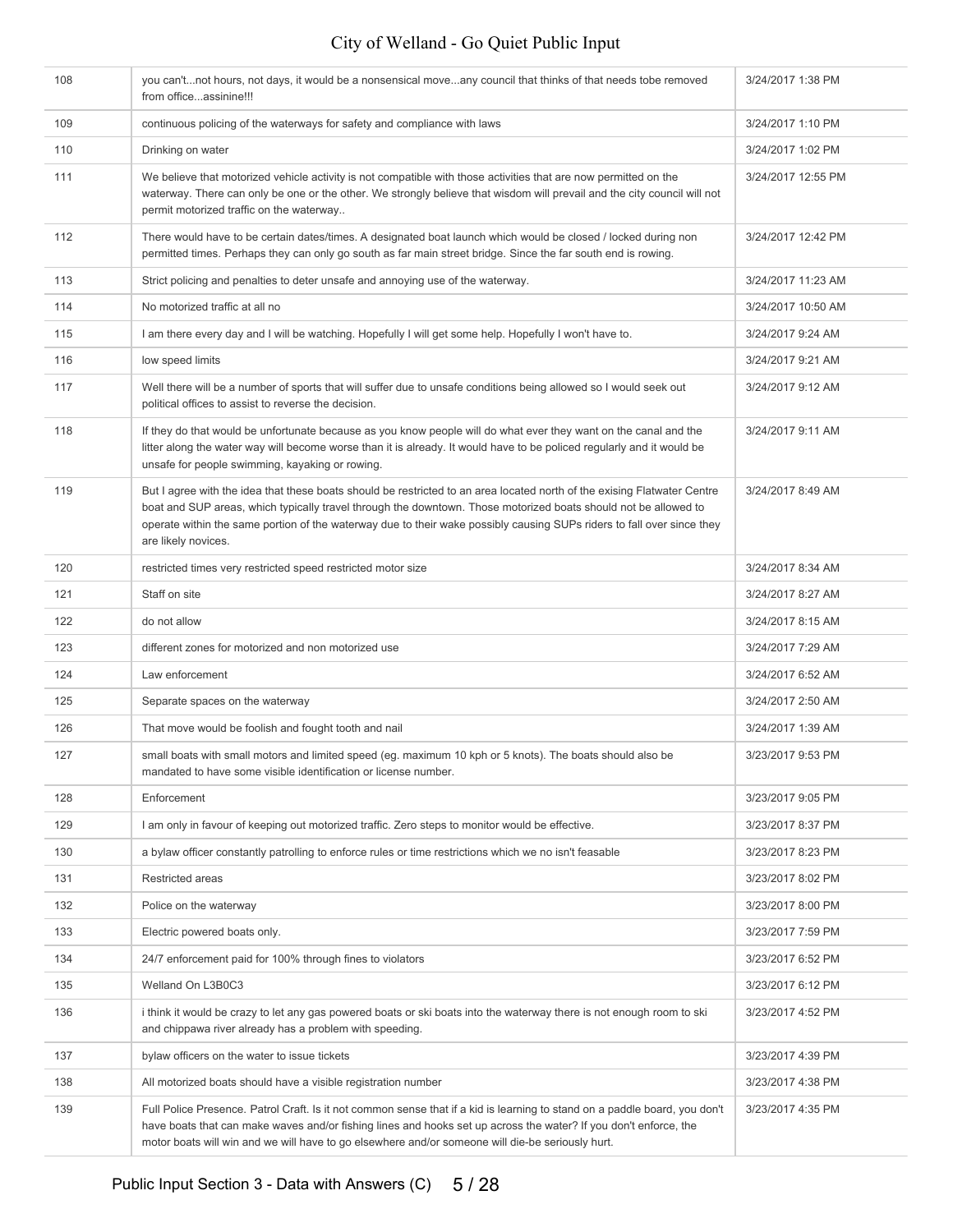| | | |
|---|---|---|
| 108 | you can't...not hours, not days, it would be a nonsensical move...any council that thinks of that needs tobe removed from office...assinine!!! | 3/24/2017 1:38 PM |
| 109 | continuous policing of the waterways for safety and compliance with laws | 3/24/2017 1:10 PM |
| 110 | Drinking on water | 3/24/2017 1:02 PM |
| 111 | We believe that motorized vehicle activity is not compatible with those activities that are now permitted on the waterway. There can only be one or the other. We strongly believe that wisdom will prevail and the city council will not permit motorized traffic on the waterway.. | 3/24/2017 12:55 PM |
| 112 | There would have to be certain dates/times. A designated boat launch which would be closed / locked during non permitted times. Perhaps they can only go south as far main street bridge. Since the far south end is rowing. | 3/24/2017 12:42 PM |
| 113 | Strict policing and penalties to deter unsafe and annoying use of the waterway. | 3/24/2017 11:23 AM |
| 114 | No motorized traffic at all no | 3/24/2017 10:50 AM |
| 115 | I am there every day and I will be watching. Hopefully I will get some help. Hopefully I won't have to. | 3/24/2017 9:24 AM |
| 116 | low speed limits | 3/24/2017 9:21 AM |
| 117 | Well there will be a number of sports that will suffer due to unsafe conditions being allowed so I would seek out political offices to assist to reverse the decision. | 3/24/2017 9:12 AM |
| 118 | If they do that would be unfortunate because as you know people will do what ever they want on the canal and the litter along the water way will become worse than it is already. It would have to be policed regularly and it would be unsafe for people swimming, kayaking or rowing. | 3/24/2017 9:11 AM |
| 119 | But I agree with the idea that these boats should be restricted to an area located north of the exising Flatwater Centre boat and SUP areas, which typically travel through the downtown. Those motorized boats should not be allowed to operate within the same portion of the waterway due to their wake possibly causing SUPs riders to fall over since they are likely novices. | 3/24/2017 8:49 AM |
| 120 | restricted times very restricted speed restricted motor size | 3/24/2017 8:34 AM |
| 121 | Staff on site | 3/24/2017 8:27 AM |
| 122 | do not allow | 3/24/2017 8:15 AM |
| 123 | different zones for motorized and non motorized use | 3/24/2017 7:29 AM |
| 124 | Law enforcement | 3/24/2017 6:52 AM |
| 125 | Separate spaces on the waterway | 3/24/2017 2:50 AM |
| 126 | That move would be foolish and fought tooth and nail | 3/24/2017 1:39 AM |
| 127 | small boats with small motors and limited speed (eg. maximum 10 kph or 5 knots). The boats should also be mandated to have some visible identification or license number. | 3/23/2017 9:53 PM |
| 128 | Enforcement | 3/23/2017 9:05 PM |
| 129 | I am only in favour of keeping out motorized traffic. Zero steps to monitor would be effective. | 3/23/2017 8:37 PM |
| 130 | a bylaw officer constantly patrolling to enforce rules or time restrictions which we no isn't feasable | 3/23/2017 8:23 PM |
| 131 | Restricted areas | 3/23/2017 8:02 PM |
| 132 | Police on the waterway | 3/23/2017 8:00 PM |
| 133 | Electric powered boats only. | 3/23/2017 7:59 PM |
| 134 | 24/7 enforcement paid for 100% through fines to violators | 3/23/2017 6:52 PM |
| 135 | Welland On L3B0C3 | 3/23/2017 6:12 PM |
| 136 | i think it would be crazy to let any gas powered boats or ski boats into the waterway there is not enough room to ski and chippawa river already has a problem with speeding. | 3/23/2017 4:52 PM |
| 137 | bylaw officers on the water to issue tickets | 3/23/2017 4:39 PM |
| 138 | All motorized boats should have a visible registration number | 3/23/2017 4:38 PM |
| 139 | Full Police Presence. Patrol Craft. Is it not common sense that if a kid is learning to stand on a paddle board, you don't have boats that can make waves and/or fishing lines and hooks set up across the water? If you don't enforce, the motor boats will win and we will have to go elsewhere and/or someone will die-be seriously hurt. | 3/23/2017 4:35 PM |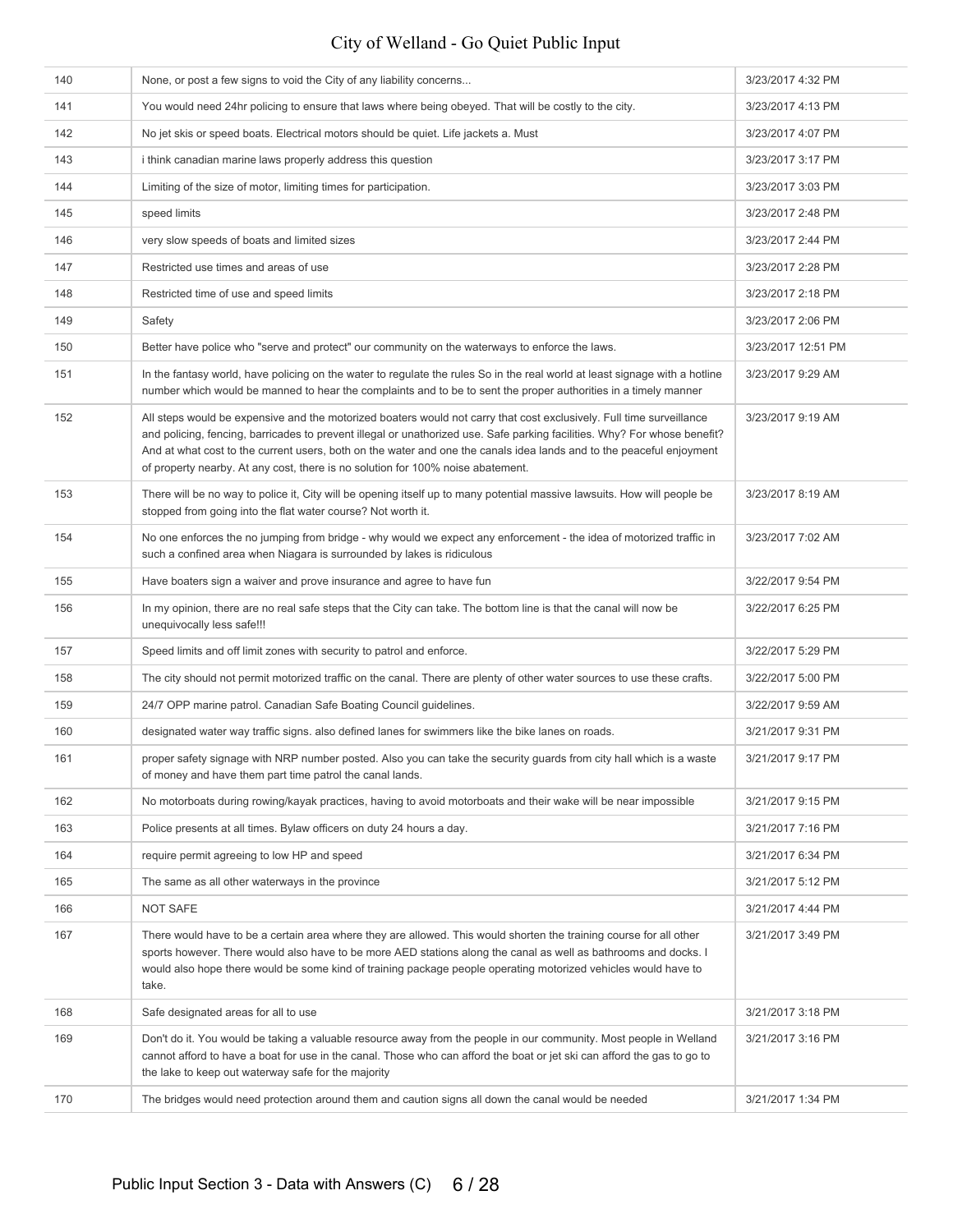| | | |
|---|---|---|
| 140 | None, or post a few signs to void the City of any liability concerns... | 3/23/2017 4:32 PM |
| 141 | You would need 24hr policing to ensure that laws where being obeyed. That will be costly to the city. | 3/23/2017 4:13 PM |
| 142 | No jet skis or speed boats. Electrical motors should be quiet. Life jackets a. Must | 3/23/2017 4:07 PM |
| 143 | i think canadian marine laws properly address this question | 3/23/2017 3:17 PM |
| 144 | Limiting of the size of motor, limiting times for participation. | 3/23/2017 3:03 PM |
| 145 | speed limits | 3/23/2017 2:48 PM |
| 146 | very slow speeds of boats and limited sizes | 3/23/2017 2:44 PM |
| 147 | Restricted use times and areas of use | 3/23/2017 2:28 PM |
| 148 | Restricted time of use and speed limits | 3/23/2017 2:18 PM |
| 149 | Safety | 3/23/2017 2:06 PM |
| 150 | Better have police who "serve and protect" our community on the waterways to enforce the laws. | 3/23/2017 12:51 PM |
| 151 | In the fantasy world, have policing on the water to regulate the rules So in the real world at least signage with a hotline number which would be manned to hear the complaints and to be to sent the proper authorities in a timely manner | 3/23/2017 9:29 AM |
| 152 | All steps would be expensive and the motorized boaters would not carry that cost exclusively. Full time surveillance and policing, fencing, barricades to prevent illegal or unathorized use. Safe parking facilities. Why? For whose benefit? And at what cost to the current users, both on the water and one the canals idea lands and to the peaceful enjoyment of property nearby. At any cost, there is no solution for 100% noise abatement. | 3/23/2017 9:19 AM |
| 153 | There will be no way to police it, City will be opening itself up to many potential massive lawsuits. How will people be stopped from going into the flat water course? Not worth it. | 3/23/2017 8:19 AM |
| 154 | No one enforces the no jumping from bridge - why would we expect any enforcement - the idea of motorized traffic in such a confined area when Niagara is surrounded by lakes is ridiculous | 3/23/2017 7:02 AM |
| 155 | Have boaters sign a waiver and prove insurance and agree to have fun | 3/22/2017 9:54 PM |
| 156 | In my opinion, there are no real safe steps that the City can take. The bottom line is that the canal will now be unequivocally less safe!!! | 3/22/2017 6:25 PM |
| 157 | Speed limits and off limit zones with security to patrol and enforce. | 3/22/2017 5:29 PM |
| 158 | The city should not permit motorized traffic on the canal. There are plenty of other water sources to use these crafts. | 3/22/2017 5:00 PM |
| 159 | 24/7 OPP marine patrol. Canadian Safe Boating Council guidelines. | 3/22/2017 9:59 AM |
| 160 | designated water way traffic signs. also defined lanes for swimmers like the bike lanes on roads. | 3/21/2017 9:31 PM |
| 161 | proper safety signage with NRP number posted. Also you can take the security guards from city hall which is a waste of money and have them part time patrol the canal lands. | 3/21/2017 9:17 PM |
| 162 | No motorboats during rowing/kayak practices, having to avoid motorboats and their wake will be near impossible | 3/21/2017 9:15 PM |
| 163 | Police presents at all times. Bylaw officers on duty 24 hours a day. | 3/21/2017 7:16 PM |
| 164 | require permit agreeing to low HP and speed | 3/21/2017 6:34 PM |
| 165 | The same as all other waterways in the province | 3/21/2017 5:12 PM |
| 166 | NOT SAFE | 3/21/2017 4:44 PM |
| 167 | There would have to be a certain area where they are allowed. This would shorten the training course for all other sports however. There would also have to be more AED stations along the canal as well as bathrooms and docks. I would also hope there would be some kind of training package people operating motorized vehicles would have to take. | 3/21/2017 3:49 PM |
| 168 | Safe designated areas for all to use | 3/21/2017 3:18 PM |
| 169 | Don't do it. You would be taking a valuable resource away from the people in our community. Most people in Welland cannot afford to have a boat for use in the canal. Those who can afford the boat or jet ski can afford the gas to go to the lake to keep out waterway safe for the majority | 3/21/2017 3:16 PM |
| 170 | The bridges would need protection around them and caution signs all down the canal would be needed | 3/21/2017 1:34 PM |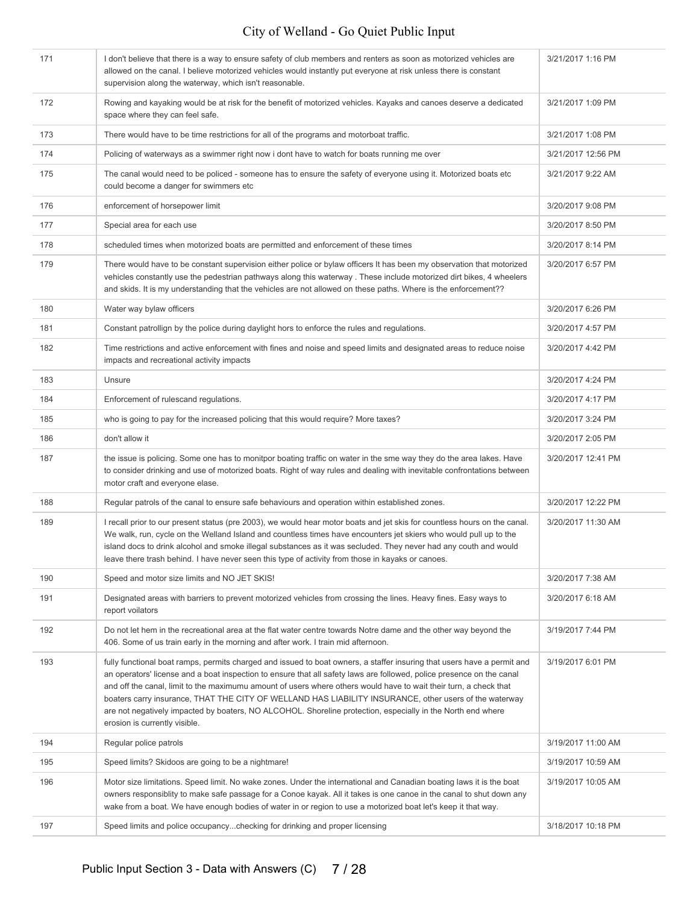| | | |
|---|---|---|
| 171 | I don't believe that there is a way to ensure safety of club members and renters as soon as motorized vehicles are allowed on the canal. I believe motorized vehicles would instantly put everyone at risk unless there is constant supervision along the waterway, which isn't reasonable. | 3/21/2017 1:16 PM |
| 172 | Rowing and kayaking would be at risk for the benefit of motorized vehicles. Kayaks and canoes deserve a dedicated space where they can feel safe. | 3/21/2017 1:09 PM |
| 173 | There would have to be time restrictions for all of the programs and motorboat traffic. | 3/21/2017 1:08 PM |
| 174 | Policing of waterways as a swimmer right now i dont have to watch for boats running me over | 3/21/2017 12:56 PM |
| 175 | The canal would need to be policed - someone has to ensure the safety of everyone using it. Motorized boats etc could become a danger for swimmers etc | 3/21/2017 9:22 AM |
| 176 | enforcement of horsepower limit | 3/20/2017 9:08 PM |
| 177 | Special area for each use | 3/20/2017 8:50 PM |
| 178 | scheduled times when motorized boats are permitted and enforcement of these times | 3/20/2017 8:14 PM |
| 179 | There would have to be constant supervision either police or bylaw officers It has been my observation that motorized vehicles constantly use the pedestrian pathways along this waterway . These include motorized dirt bikes, 4 wheelers and skids. It is my understanding that the vehicles are not allowed on these paths. Where is the enforcement?? | 3/20/2017 6:57 PM |
| 180 | Water way bylaw officers | 3/20/2017 6:26 PM |
| 181 | Constant patrollign by the police during daylight hors to enforce the rules and regulations. | 3/20/2017 4:57 PM |
| 182 | Time restrictions and active enforcement with fines and noise and speed limits and designated areas to reduce noise impacts and recreational activity impacts | 3/20/2017 4:42 PM |
| 183 | Unsure | 3/20/2017 4:24 PM |
| 184 | Enforcement of rulescand regulations. | 3/20/2017 4:17 PM |
| 185 | who is going to pay for the increased policing that this would require? More taxes? | 3/20/2017 3:24 PM |
| 186 | don't allow it | 3/20/2017 2:05 PM |
| 187 | the issue is policing. Some one has to monitpor boating traffic on water in the sme way they do the area lakes. Have to consider drinking and use of motorized boats. Right of way rules and dealing with inevitable confrontations between motor craft and everyone elase. | 3/20/2017 12:41 PM |
| 188 | Regular patrols of the canal to ensure safe behaviours and operation within established zones. | 3/20/2017 12:22 PM |
| 189 | I recall prior to our present status (pre 2003), we would hear motor boats and jet skis for countless hours on the canal. We walk, run, cycle on the Welland Island and countless times have encounters jet skiers who would pull up to the island docs to drink alcohol and smoke illegal substances as it was secluded. They never had any couth and would leave there trash behind. I have never seen this type of activity from those in kayaks or canoes. | 3/20/2017 11:30 AM |
| 190 | Speed and motor size limits and NO JET SKIS! | 3/20/2017 7:38 AM |
| 191 | Designated areas with barriers to prevent motorized vehicles from crossing the lines. Heavy fines. Easy ways to report voilators | 3/20/2017 6:18 AM |
| 192 | Do not let hem in the recreational area at the flat water centre towards Notre dame and the other way beyond the 406. Some of us train early in the morning and after work. I train mid afternoon. | 3/19/2017 7:44 PM |
| 193 | fully functional boat ramps, permits charged and issued to boat owners, a staffer insuring that users have a permit and an operators' license and a boat inspection to ensure that all safety laws are followed, police presence on the canal and off the canal, limit to the maximumu amount of users where others would have to wait their turn, a check that boaters carry insurance, THAT THE CITY OF WELLAND HAS LIABILITY INSURANCE, other users of the waterway are not negatively impacted by boaters, NO ALCOHOL. Shoreline protection, especially in the North end where erosion is currently visible. | 3/19/2017 6:01 PM |
| 194 | Regular police patrols | 3/19/2017 11:00 AM |
| 195 | Speed limits? Skidoos are going to be a nightmare! | 3/19/2017 10:59 AM |
| 196 | Motor size limitations. Speed limit. No wake zones. Under the international and Canadian boating laws it is the boat owners responsiblity to make safe passage for a Conoe kayak. All it takes is one canoe in the canal to shut down any wake from a boat. We have enough bodies of water in or region to use a motorized boat let's keep it that way. | 3/19/2017 10:05 AM |
| 197 | Speed limits and police occupancy...checking for drinking and proper licensing | 3/18/2017 10:18 PM |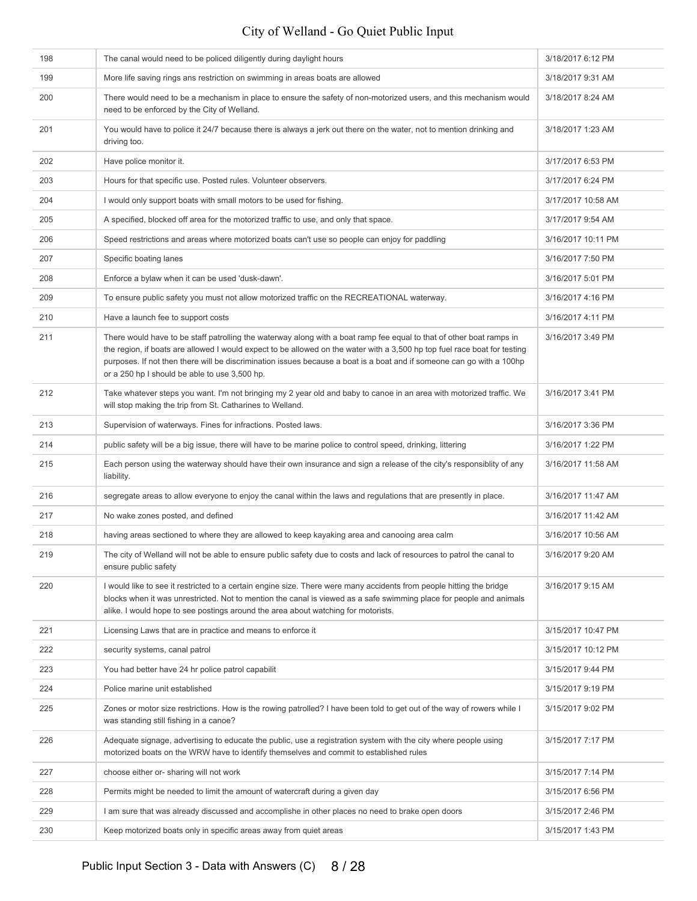| | | |
|---|---|---|
| 198 | The canal would need to be policed diligently during daylight hours | 3/18/2017 6:12 PM |
| 199 | More life saving rings ans restriction on swimming in areas boats are allowed | 3/18/2017 9:31 AM |
| 200 | There would need to be a mechanism in place to ensure the safety of non-motorized users, and this mechanism would need to be enforced by the City of Welland. | 3/18/2017 8:24 AM |
| 201 | You would have to police it 24/7 because there is always a jerk out there on the water, not to mention drinking and driving too. | 3/18/2017 1:23 AM |
| 202 | Have police monitor it. | 3/17/2017 6:53 PM |
| 203 | Hours for that specific use. Posted rules. Volunteer observers. | 3/17/2017 6:24 PM |
| 204 | I would only support boats with small motors to be used for fishing. | 3/17/2017 10:58 AM |
| 205 | A specified, blocked off area for the motorized traffic to use, and only that space. | 3/17/2017 9:54 AM |
| 206 | Speed restrictions and areas where motorized boats can't use so people can enjoy for paddling | 3/16/2017 10:11 PM |
| 207 | Specific boating lanes | 3/16/2017 7:50 PM |
| 208 | Enforce a bylaw when it can be used 'dusk-dawn'. | 3/16/2017 5:01 PM |
| 209 | To ensure public safety you must not allow motorized traffic on the RECREATIONAL waterway. | 3/16/2017 4:16 PM |
| 210 | Have a launch fee to support costs | 3/16/2017 4:11 PM |
| 211 | There would have to be staff patrolling the waterway along with a boat ramp fee equal to that of other boat ramps in the region, if boats are allowed I would expect to be allowed on the water with a 3,500 hp top fuel race boat for testing purposes. If not then there will be discrimination issues because a boat is a boat and if someone can go with a 100hp or a 250 hp I should be able to use 3,500 hp. | 3/16/2017 3:49 PM |
| 212 | Take whatever steps you want. I'm not bringing my 2 year old and baby to canoe in an area with motorized traffic. We will stop making the trip from St. Catharines to Welland. | 3/16/2017 3:41 PM |
| 213 | Supervision of waterways. Fines for infractions. Posted laws. | 3/16/2017 3:36 PM |
| 214 | public safety will be a big issue, there will have to be marine police to control speed, drinking, littering | 3/16/2017 1:22 PM |
| 215 | Each person using the waterway should have their own insurance and sign a release of the city's responsiblity of any liability. | 3/16/2017 11:58 AM |
| 216 | segregate areas to allow everyone to enjoy the canal within the laws and regulations that are presently in place. | 3/16/2017 11:47 AM |
| 217 | No wake zones posted, and defined | 3/16/2017 11:42 AM |
| 218 | having areas sectioned to where they are allowed to keep kayaking area and canooing area calm | 3/16/2017 10:56 AM |
| 219 | The city of Welland will not be able to ensure public safety due to costs and lack of resources to patrol the canal to ensure public safety | 3/16/2017 9:20 AM |
| 220 | I would like to see it restricted to a certain engine size. There were many accidents from people hitting the bridge blocks when it was unrestricted. Not to mention the canal is viewed as a safe swimming place for people and animals alike. I would hope to see postings around the area about watching for motorists. | 3/16/2017 9:15 AM |
| 221 | Licensing Laws that are in practice and means to enforce it | 3/15/2017 10:47 PM |
| 222 | security systems, canal patrol | 3/15/2017 10:12 PM |
| 223 | You had better have 24 hr police patrol capabilit | 3/15/2017 9:44 PM |
| 224 | Police marine unit established | 3/15/2017 9:19 PM |
| 225 | Zones or motor size restrictions. How is the rowing patrolled? I have been told to get out of the way of rowers while I was standing still fishing in a canoe? | 3/15/2017 9:02 PM |
| 226 | Adequate signage, advertising to educate the public, use a registration system with the city where people using motorized boats on the WRW have to identify themselves and commit to established rules | 3/15/2017 7:17 PM |
| 227 | choose either or- sharing will not work | 3/15/2017 7:14 PM |
| 228 | Permits might be needed to limit the amount of watercraft during a given day | 3/15/2017 6:56 PM |
| 229 | I am sure that was already discussed and accomplishe in other places no need to brake open doors | 3/15/2017 2:46 PM |
| 230 | Keep motorized boats only in specific areas away from quiet areas | 3/15/2017 1:43 PM |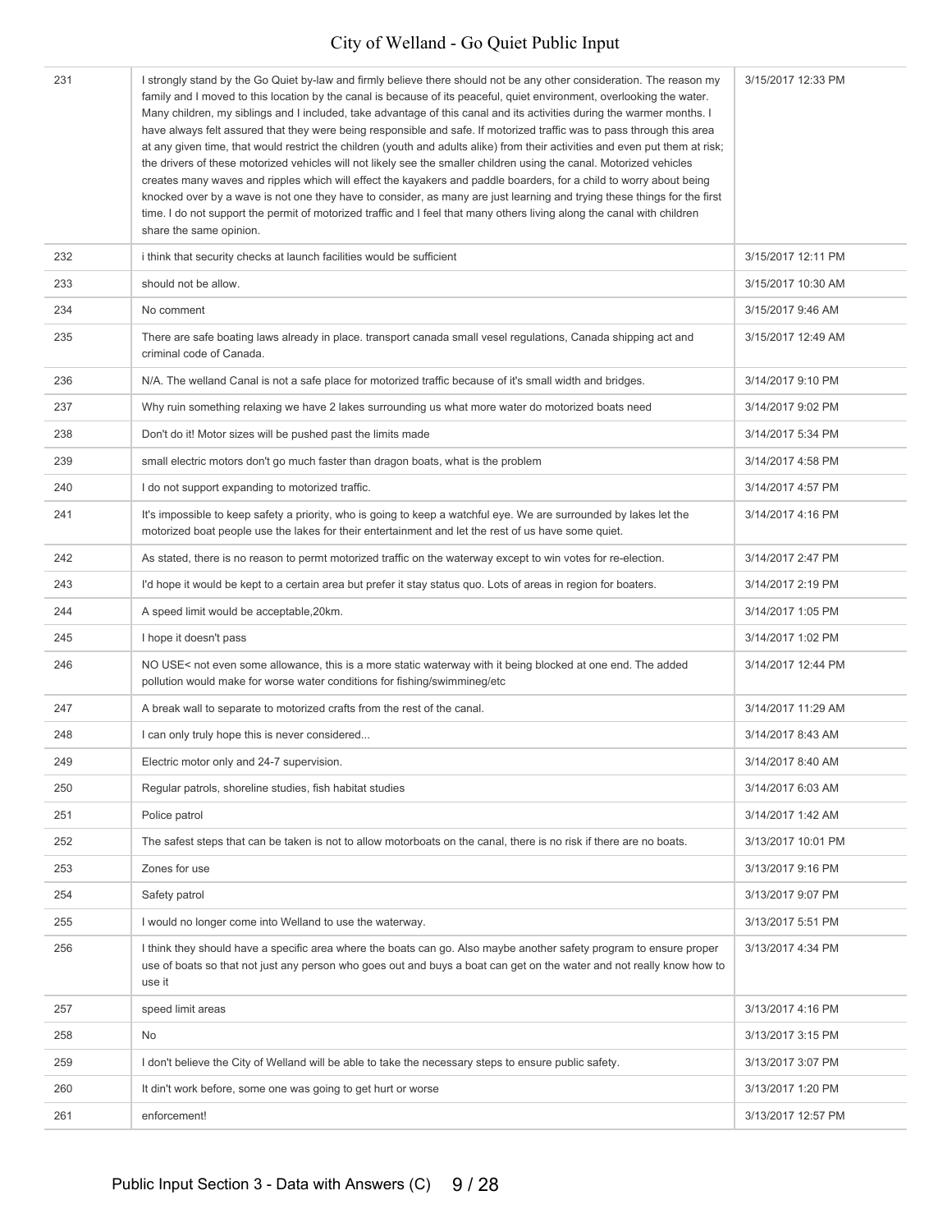| | | |
|---|---|---|
| 231 | I strongly stand by the Go Quiet by-law and firmly believe there should not be any other consideration. The reason my family and I moved to this location by the canal is because of its peaceful, quiet environment, overlooking the water. Many children, my siblings and I included, take advantage of this canal and its activities during the warmer months. I have always felt assured that they were being responsible and safe. If motorized traffic was to pass through this area at any given time, that would restrict the children (youth and adults alike) from their activities and even put them at risk; the drivers of these motorized vehicles will not likely see the smaller children using the canal. Motorized vehicles creates many waves and ripples which will effect the kayakers and paddle boarders, for a child to worry about being knocked over by a wave is not one they have to consider, as many are just learning and trying these things for the first time. I do not support the permit of motorized traffic and I feel that many others living along the canal with children share the same opinion. | 3/15/2017 12:33 PM |
| 232 | i think that security checks at launch facilities would be sufficient | 3/15/2017 12:11 PM |
| 233 | should not be allow. | 3/15/2017 10:30 AM |
| 234 | No comment | 3/15/2017 9:46 AM |
| 235 | There are safe boating laws already in place. transport canada small vesel regulations, Canada shipping act and criminal code of Canada. | 3/15/2017 12:49 AM |
| 236 | N/A. The welland Canal is not a safe place for motorized traffic because of it's small width and bridges. | 3/14/2017 9:10 PM |
| 237 | Why ruin something relaxing we have 2 lakes surrounding us what more water do motorized boats need | 3/14/2017 9:02 PM |
| 238 | Don't do it! Motor sizes will be pushed past the limits made | 3/14/2017 5:34 PM |
| 239 | small electric motors don't go much faster than dragon boats, what is the problem | 3/14/2017 4:58 PM |
| 240 | I do not support expanding to motorized traffic. | 3/14/2017 4:57 PM |
| 241 | It's impossible to keep safety a priority, who is going to keep a watchful eye. We are surrounded by lakes let the motorized boat people use the lakes for their entertainment and let the rest of us have some quiet. | 3/14/2017 4:16 PM |
| 242 | As stated, there is no reason to permt motorized traffic on the waterway except to win votes for re-election. | 3/14/2017 2:47 PM |
| 243 | I'd hope it would be kept to a certain area but prefer it stay status quo. Lots of areas in region for boaters. | 3/14/2017 2:19 PM |
| 244 | A speed limit would be acceptable,20km. | 3/14/2017 1:05 PM |
| 245 | I hope it doesn't pass | 3/14/2017 1:02 PM |
| 246 | NO USE< not even some allowance, this is a more static waterway with it being blocked at one end. The added pollution would make for worse water conditions for fishing/swimmineg/etc | 3/14/2017 12:44 PM |
| 247 | A break wall to separate to motorized crafts from the rest of the canal. | 3/14/2017 11:29 AM |
| 248 | I can only truly hope this is never considered... | 3/14/2017 8:43 AM |
| 249 | Electric motor only and 24-7 supervision. | 3/14/2017 8:40 AM |
| 250 | Regular patrols, shoreline studies, fish habitat studies | 3/14/2017 6:03 AM |
| 251 | Police patrol | 3/14/2017 1:42 AM |
| 252 | The safest steps that can be taken is not to allow motorboats on the canal, there is no risk if there are no boats. | 3/13/2017 10:01 PM |
| 253 | Zones for use | 3/13/2017 9:16 PM |
| 254 | Safety patrol | 3/13/2017 9:07 PM |
| 255 | I would no longer come into Welland to use the waterway. | 3/13/2017 5:51 PM |
| 256 | I think they should have a specific area where the boats can go. Also maybe another safety program to ensure proper use of boats so that not just any person who goes out and buys a boat can get on the water and not really know how to use it | 3/13/2017 4:34 PM |
| 257 | speed limit areas | 3/13/2017 4:16 PM |
| 258 | No | 3/13/2017 3:15 PM |
| 259 | I don't believe the City of Welland will be able to take the necessary steps to ensure public safety. | 3/13/2017 3:07 PM |
| 260 | It din't work before, some one was going to get hurt or worse | 3/13/2017 1:20 PM |
| 261 | enforcement! | 3/13/2017 12:57 PM |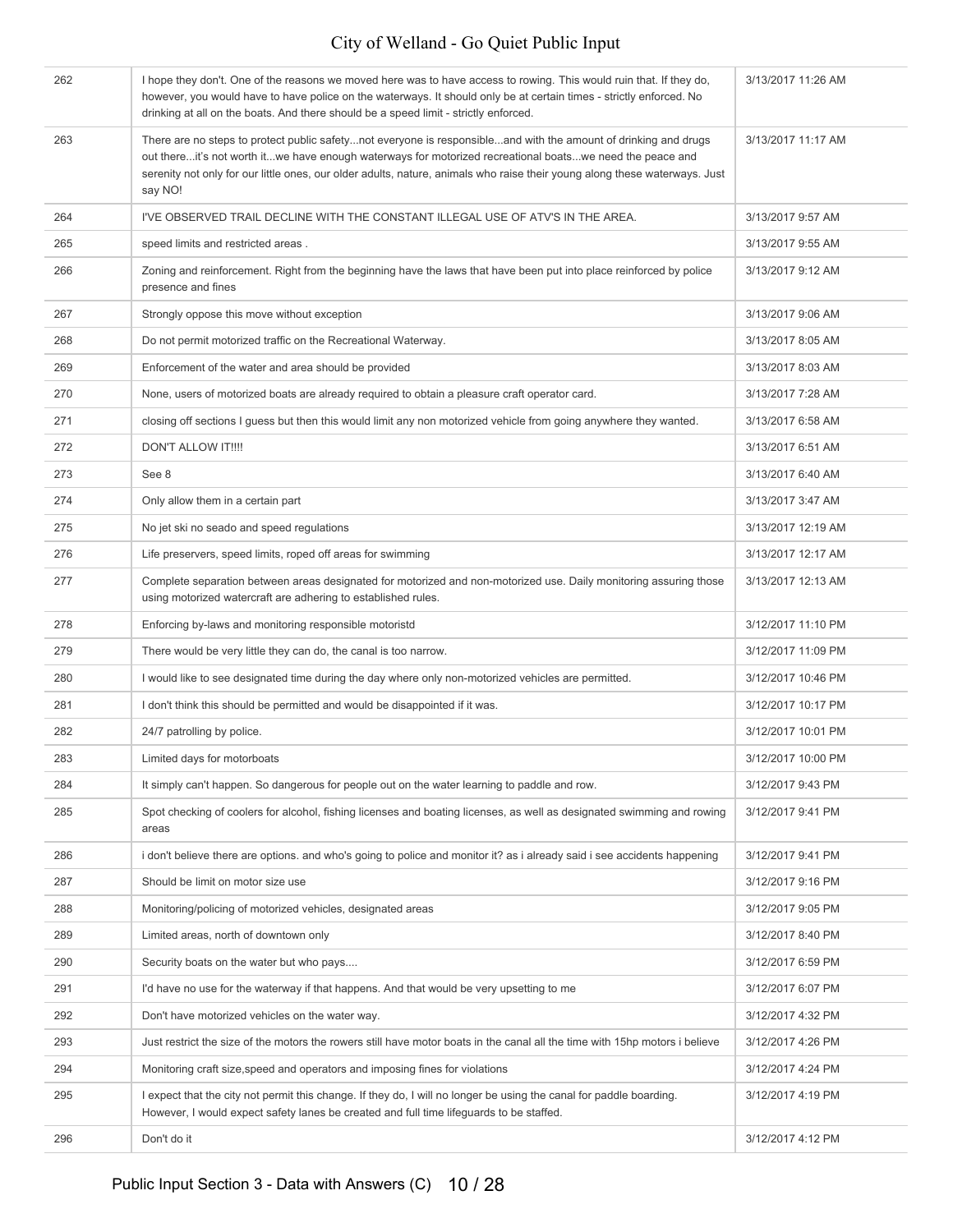| | | |
|---|---|---|
| 262 | I hope they don't. One of the reasons we moved here was to have access to rowing. This would ruin that. If they do, however, you would have to have police on the waterways. It should only be at certain times - strictly enforced. No drinking at all on the boats. And there should be a speed limit - strictly enforced. | 3/13/2017 11:26 AM |
| 263 | There are no steps to protect public safety...not everyone is responsible...and with the amount of drinking and drugs out there...it's not worth it...we have enough waterways for motorized recreational boats...we need the peace and serenity not only for our little ones, our older adults, nature, animals who raise their young along these waterways. Just say NO! | 3/13/2017 11:17 AM |
| 264 | I'VE OBSERVED TRAIL DECLINE WITH THE CONSTANT ILLEGAL USE OF ATV'S IN THE AREA. | 3/13/2017 9:57 AM |
| 265 | speed limits and restricted areas . | 3/13/2017 9:55 AM |
| 266 | Zoning and reinforcement. Right from the beginning have the laws that have been put into place reinforced by police presence and fines | 3/13/2017 9:12 AM |
| 267 | Strongly oppose this move without exception | 3/13/2017 9:06 AM |
| 268 | Do not permit motorized traffic on the Recreational Waterway. | 3/13/2017 8:05 AM |
| 269 | Enforcement of the water and area should be provided | 3/13/2017 8:03 AM |
| 270 | None, users of motorized boats are already required to obtain a pleasure craft operator card. | 3/13/2017 7:28 AM |
| 271 | closing off sections I guess but then this would limit any non motorized vehicle from going anywhere they wanted. | 3/13/2017 6:58 AM |
| 272 | DON'T ALLOW IT!!!! | 3/13/2017 6:51 AM |
| 273 | See 8 | 3/13/2017 6:40 AM |
| 274 | Only allow them in a certain part | 3/13/2017 3:47 AM |
| 275 | No jet ski no seado and speed regulations | 3/13/2017 12:19 AM |
| 276 | Life preservers, speed limits, roped off areas for swimming | 3/13/2017 12:17 AM |
| 277 | Complete separation between areas designated for motorized and non-motorized use. Daily monitoring assuring those using motorized watercraft are adhering to established rules. | 3/13/2017 12:13 AM |
| 278 | Enforcing by-laws and monitoring responsible motoristd | 3/12/2017 11:10 PM |
| 279 | There would be very little they can do, the canal is too narrow. | 3/12/2017 11:09 PM |
| 280 | I would like to see designated time during the day where only non-motorized vehicles are permitted. | 3/12/2017 10:46 PM |
| 281 | I don't think this should be permitted and would be disappointed if it was. | 3/12/2017 10:17 PM |
| 282 | 24/7 patrolling by police. | 3/12/2017 10:01 PM |
| 283 | Limited days for motorboats | 3/12/2017 10:00 PM |
| 284 | It simply can't happen. So dangerous for people out on the water learning to paddle and row. | 3/12/2017 9:43 PM |
| 285 | Spot checking of coolers for alcohol, fishing licenses and boating licenses, as well as designated swimming and rowing areas | 3/12/2017 9:41 PM |
| 286 | i don't believe there are options. and who's going to police and monitor it? as i already said i see accidents happening | 3/12/2017 9:41 PM |
| 287 | Should be limit on motor size use | 3/12/2017 9:16 PM |
| 288 | Monitoring/policing of motorized vehicles, designated areas | 3/12/2017 9:05 PM |
| 289 | Limited areas, north of downtown only | 3/12/2017 8:40 PM |
| 290 | Security boats on the water but who pays.... | 3/12/2017 6:59 PM |
| 291 | I'd have no use for the waterway if that happens. And that would be very upsetting to me | 3/12/2017 6:07 PM |
| 292 | Don't have motorized vehicles on the water way. | 3/12/2017 4:32 PM |
| 293 | Just restrict the size of the motors the rowers still have motor boats in the canal all the time with 15hp motors i believe | 3/12/2017 4:26 PM |
| 294 | Monitoring craft size,speed and operators and imposing fines for violations | 3/12/2017 4:24 PM |
| 295 | I expect that the city not permit this change. If they do, I will no longer be using the canal for paddle boarding. However, I would expect safety lanes be created and full time lifeguards to be staffed. | 3/12/2017 4:19 PM |
| 296 | Don't do it | 3/12/2017 4:12 PM |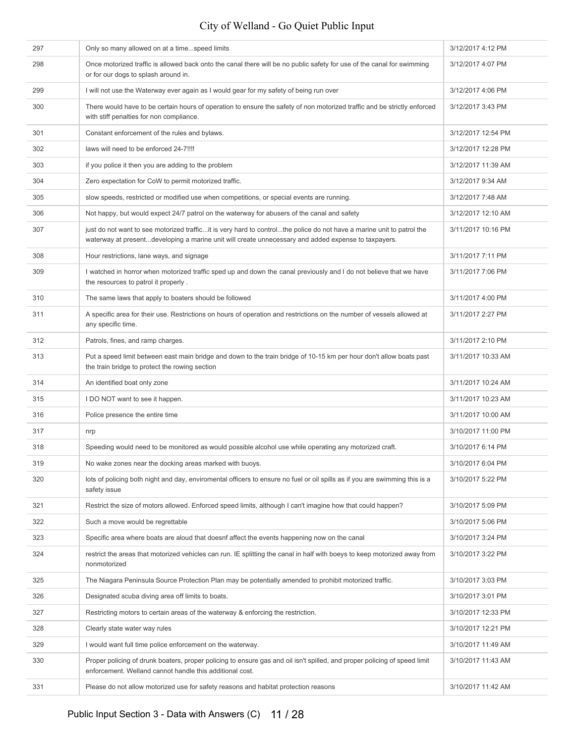| | | |
|---|---|---|
| 297 | Only so many allowed on at a time...speed limits | 3/12/2017 4:12 PM |
| 298 | Once motorized traffic is allowed back onto the canal there will be no public safety for use of the canal for swimming or for our dogs to splash around in. | 3/12/2017 4:07 PM |
| 299 | I will not use the Waterway ever again as I would gear for my safety of being run over | 3/12/2017 4:06 PM |
| 300 | There would have to be certain hours of operation to ensure the safety of non motorized traffic and be strictly enforced with stiff penalties for non compliance. | 3/12/2017 3:43 PM |
| 301 | Constant enforcement of the rules and bylaws. | 3/12/2017 12:54 PM |
| 302 | laws will need to be enforced 24-7!!!! | 3/12/2017 12:28 PM |
| 303 | if you police it then you are adding to the problem | 3/12/2017 11:39 AM |
| 304 | Zero expectation for CoW to permit motorized traffic. | 3/12/2017 9:34 AM |
| 305 | slow speeds, restricted or modified use when competitions, or special events are running. | 3/12/2017 7:48 AM |
| 306 | Not happy, but would expect 24/7 patrol on the waterway for abusers of the canal and safety | 3/12/2017 12:10 AM |
| 307 | just do not want to see motorized traffic...it is very hard to control...the police do not have a marine unit to patrol the waterway at present...developing a marine unit will create unnecessary and added expense to taxpayers. | 3/11/2017 10:16 PM |
| 308 | Hour restrictions, lane ways, and signage | 3/11/2017 7:11 PM |
| 309 | I watched in horror when motorized traffic sped up and down the canal previously and I do not believe that we have the resources to patrol it properly . | 3/11/2017 7:06 PM |
| 310 | The same laws that apply to boaters should be followed | 3/11/2017 4:00 PM |
| 311 | A specific area for their use. Restrictions on hours of operation and restrictions on the number of vessels allowed at any specific time. | 3/11/2017 2:27 PM |
| 312 | Patrols, fines, and ramp charges. | 3/11/2017 2:10 PM |
| 313 | Put a speed limit between east main bridge and down to the train bridge of 10-15 km per hour don't allow boats past the train bridge to protect the rowing section | 3/11/2017 10:33 AM |
| 314 | An identified boat only zone | 3/11/2017 10:24 AM |
| 315 | I DO NOT want to see it happen. | 3/11/2017 10:23 AM |
| 316 | Police presence the entire time | 3/11/2017 10:00 AM |
| 317 | nrp | 3/10/2017 11:00 PM |
| 318 | Speeding would need to be monitored as would possible alcohol use while operating any motorized craft. | 3/10/2017 6:14 PM |
| 319 | No wake zones near the docking areas marked with buoys. | 3/10/2017 6:04 PM |
| 320 | lots of policing both night and day, enviromental officers to ensure no fuel or oil spills as if you are swimming this is a safety issue | 3/10/2017 5:22 PM |
| 321 | Restrict the size of motors allowed. Enforced speed limits, although I can't imagine how that could happen? | 3/10/2017 5:09 PM |
| 322 | Such a move would be regrettable | 3/10/2017 5:06 PM |
| 323 | Specific area where boats are aloud that doesnf affect the events happening now on the canal | 3/10/2017 3:24 PM |
| 324 | restrict the areas that motorized vehicles can run. IE splitting the canal in half with boeys to keep motorized away from nonmotorized | 3/10/2017 3:22 PM |
| 325 | The Niagara Peninsula Source Protection Plan may be potentially amended to prohibit motorized traffic. | 3/10/2017 3:03 PM |
| 326 | Designated scuba diving area off limits to boats. | 3/10/2017 3:01 PM |
| 327 | Restricting motors to certain areas of the waterway & enforcing the restriction. | 3/10/2017 12:33 PM |
| 328 | Clearly state water way rules | 3/10/2017 12:21 PM |
| 329 | I would want full time police enforcement on the waterway. | 3/10/2017 11:49 AM |
| 330 | Proper policing of drunk boaters, proper policing to ensure gas and oil isn't spilled, and proper policing of speed limit enforcement. Welland cannot handle this additional cost. | 3/10/2017 11:43 AM |
| 331 | Please do not allow motorized use for safety reasons and habitat protection reasons | 3/10/2017 11:42 AM |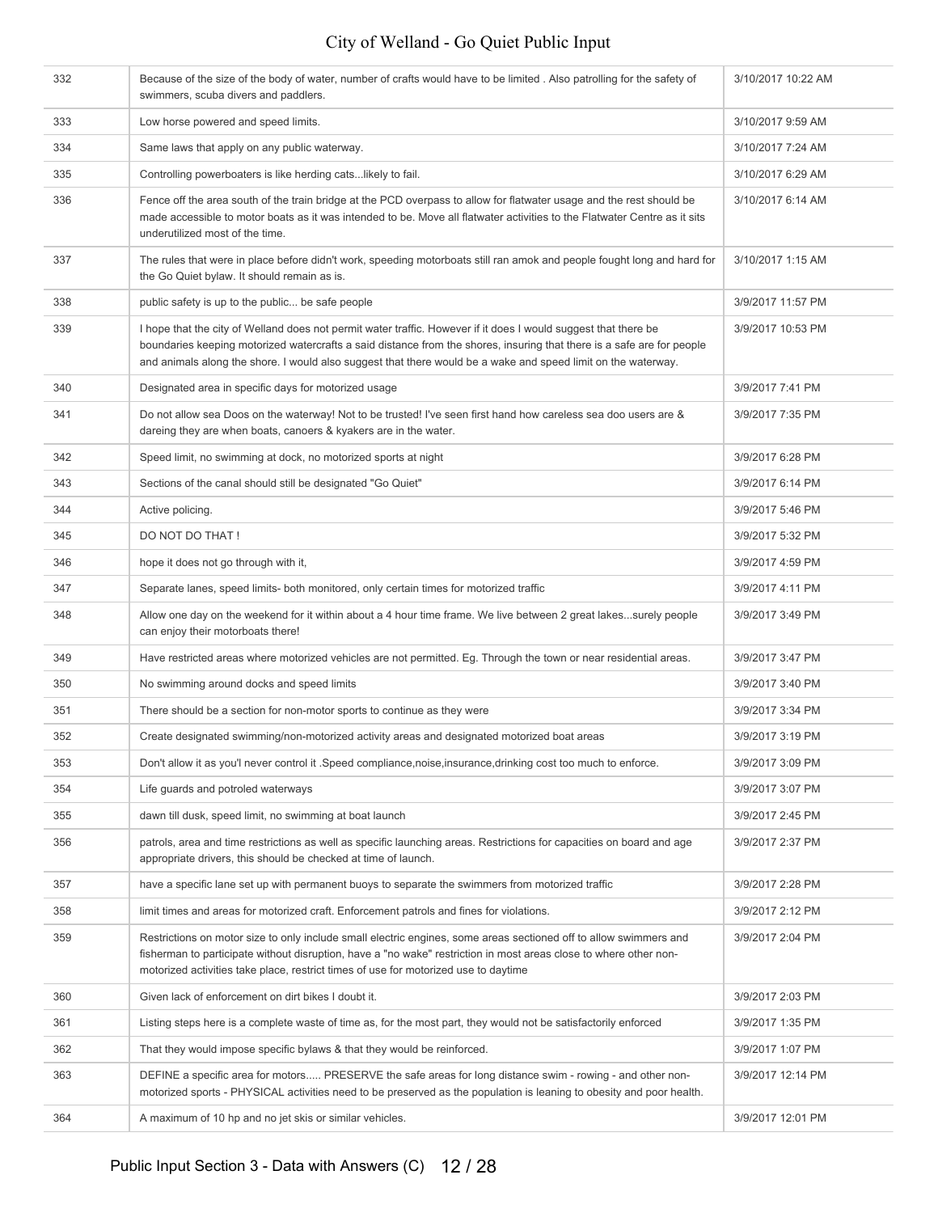| | | |
|---|---|---|
| 332 | Because of the size of the body of water, number of crafts would have to be limited . Also patrolling for the safety of swimmers, scuba divers and paddlers. | 3/10/2017 10:22 AM |
| 333 | Low horse powered and speed limits. | 3/10/2017 9:59 AM |
| 334 | Same laws that apply on any public waterway. | 3/10/2017 7:24 AM |
| 335 | Controlling powerboaters is like herding cats...likely to fail. | 3/10/2017 6:29 AM |
| 336 | Fence off the area south of the train bridge at the PCD overpass to allow for flatwater usage and the rest should be made accessible to motor boats as it was intended to be. Move all flatwater activities to the Flatwater Centre as it sits underutilized most of the time. | 3/10/2017 6:14 AM |
| 337 | The rules that were in place before didn't work, speeding motorboats still ran amok and people fought long and hard for the Go Quiet bylaw. It should remain as is. | 3/10/2017 1:15 AM |
| 338 | public safety is up to the public... be safe people | 3/9/2017 11:57 PM |
| 339 | I hope that the city of Welland does not permit water traffic. However if it does I would suggest that there be boundaries keeping motorized watercrafts a said distance from the shores, insuring that there is a safe are for people and animals along the shore. I would also suggest that there would be a wake and speed limit on the waterway. | 3/9/2017 10:53 PM |
| 340 | Designated area in specific days for motorized usage | 3/9/2017 7:41 PM |
| 341 | Do not allow sea Doos on the waterway! Not to be trusted! I've seen first hand how careless sea doo users are & dareing they are when boats, canoers & kyakers are in the water. | 3/9/2017 7:35 PM |
| 342 | Speed limit, no swimming at dock, no motorized sports at night | 3/9/2017 6:28 PM |
| 343 | Sections of the canal should still be designated "Go Quiet" | 3/9/2017 6:14 PM |
| 344 | Active policing. | 3/9/2017 5:46 PM |
| 345 | DO NOT DO THAT ! | 3/9/2017 5:32 PM |
| 346 | hope it does not go through with it, | 3/9/2017 4:59 PM |
| 347 | Separate lanes, speed limits- both monitored, only certain times for motorized traffic | 3/9/2017 4:11 PM |
| 348 | Allow one day on the weekend for it within about a 4 hour time frame. We live between 2 great lakes...surely people can enjoy their motorboats there! | 3/9/2017 3:49 PM |
| 349 | Have restricted areas where motorized vehicles are not permitted. Eg. Through the town or near residential areas. | 3/9/2017 3:47 PM |
| 350 | No swimming around docks and speed limits | 3/9/2017 3:40 PM |
| 351 | There should be a section for non-motor sports to continue as they were | 3/9/2017 3:34 PM |
| 352 | Create designated swimming/non-motorized activity areas and designated motorized boat areas | 3/9/2017 3:19 PM |
| 353 | Don't allow it as you'l never control it .Speed compliance,noise,insurance,drinking cost too much to enforce. | 3/9/2017 3:09 PM |
| 354 | Life guards and potroled waterways | 3/9/2017 3:07 PM |
| 355 | dawn till dusk, speed limit, no swimming at boat launch | 3/9/2017 2:45 PM |
| 356 | patrols, area and time restrictions as well as specific launching areas. Restrictions for capacities on board and age appropriate drivers, this should be checked at time of launch. | 3/9/2017 2:37 PM |
| 357 | have a specific lane set up with permanent buoys to separate the swimmers from motorized traffic | 3/9/2017 2:28 PM |
| 358 | limit times and areas for motorized craft. Enforcement patrols and fines for violations. | 3/9/2017 2:12 PM |
| 359 | Restrictions on motor size to only include small electric engines, some areas sectioned off to allow swimmers and fisherman to participate without disruption, have a "no wake" restriction in most areas close to where other non-motorized activities take place, restrict times of use for motorized use to daytime | 3/9/2017 2:04 PM |
| 360 | Given lack of enforcement on dirt bikes I doubt it. | 3/9/2017 2:03 PM |
| 361 | Listing steps here is a complete waste of time as, for the most part, they would not be satisfactorily enforced | 3/9/2017 1:35 PM |
| 362 | That they would impose specific bylaws & that they would be reinforced. | 3/9/2017 1:07 PM |
| 363 | DEFINE a specific area for motors..... PRESERVE the safe areas for long distance swim - rowing - and other non-motorized sports - PHYSICAL activities need to be preserved as the population is leaning to obesity and poor health. | 3/9/2017 12:14 PM |
| 364 | A maximum of 10 hp and no jet skis or similar vehicles. | 3/9/2017 12:01 PM |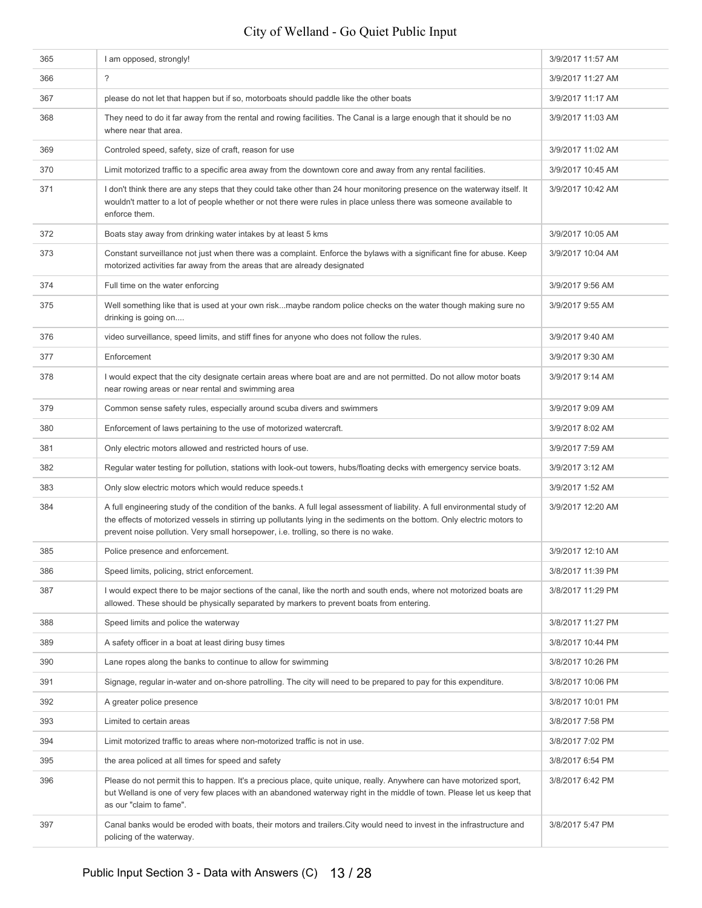| | | |
|---|---|---|
| 365 | I am opposed, strongly! | 3/9/2017 11:57 AM |
| 366 | ? | 3/9/2017 11:27 AM |
| 367 | please do not let that happen but if so, motorboats should paddle like the other boats | 3/9/2017 11:17 AM |
| 368 | They need to do it far away from the rental and rowing facilities. The Canal is a large enough that it should be no where near that area. | 3/9/2017 11:03 AM |
| 369 | Controled speed, safety, size of craft, reason for use | 3/9/2017 11:02 AM |
| 370 | Limit motorized traffic to a specific area away from the downtown core and away from any rental facilities. | 3/9/2017 10:45 AM |
| 371 | I don't think there are any steps that they could take other than 24 hour monitoring presence on the waterway itself. It wouldn't matter to a lot of people whether or not there were rules in place unless there was someone available to enforce them. | 3/9/2017 10:42 AM |
| 372 | Boats stay away from drinking water intakes by at least 5 kms | 3/9/2017 10:05 AM |
| 373 | Constant surveillance not just when there was a complaint. Enforce the bylaws with a significant fine for abuse. Keep motorized activities far away from the areas that are already designated | 3/9/2017 10:04 AM |
| 374 | Full time on the water enforcing | 3/9/2017 9:56 AM |
| 375 | Well something like that is used at your own risk...maybe random police checks on the water though making sure no drinking is going on.... | 3/9/2017 9:55 AM |
| 376 | video surveillance, speed limits, and stiff fines for anyone who does not follow the rules. | 3/9/2017 9:40 AM |
| 377 | Enforcement | 3/9/2017 9:30 AM |
| 378 | I would expect that the city designate certain areas where boat are and are not permitted. Do not allow motor boats near rowing areas or near rental and swimming area | 3/9/2017 9:14 AM |
| 379 | Common sense safety rules, especially around scuba divers and swimmers | 3/9/2017 9:09 AM |
| 380 | Enforcement of laws pertaining to the use of motorized watercraft. | 3/9/2017 8:02 AM |
| 381 | Only electric motors allowed and restricted hours of use. | 3/9/2017 7:59 AM |
| 382 | Regular water testing for pollution, stations with look-out towers, hubs/floating decks with emergency service boats. | 3/9/2017 3:12 AM |
| 383 | Only slow electric motors which would reduce speeds.t | 3/9/2017 1:52 AM |
| 384 | A full engineering study of the condition of the banks. A full legal assessment of liability. A full environmental study of the effects of motorized vessels in stirring up pollutants lying in the sediments on the bottom. Only electric motors to prevent noise pollution. Very small horsepower, i.e. trolling, so there is no wake. | 3/9/2017 12:20 AM |
| 385 | Police presence and enforcement. | 3/9/2017 12:10 AM |
| 386 | Speed limits, policing, strict enforcement. | 3/8/2017 11:39 PM |
| 387 | I would expect there to be major sections of the canal, like the north and south ends, where not motorized boats are allowed. These should be physically separated by markers to prevent boats from entering. | 3/8/2017 11:29 PM |
| 388 | Speed limits and police the waterway | 3/8/2017 11:27 PM |
| 389 | A safety officer in a boat at least diring busy times | 3/8/2017 10:44 PM |
| 390 | Lane ropes along the banks to continue to allow for swimming | 3/8/2017 10:26 PM |
| 391 | Signage, regular in-water and on-shore patrolling. The city will need to be prepared to pay for this expenditure. | 3/8/2017 10:06 PM |
| 392 | A greater police presence | 3/8/2017 10:01 PM |
| 393 | Limited to certain areas | 3/8/2017 7:58 PM |
| 394 | Limit motorized traffic to areas where non-motorized traffic is not in use. | 3/8/2017 7:02 PM |
| 395 | the area policed at all times for speed and safety | 3/8/2017 6:54 PM |
| 396 | Please do not permit this to happen. It's a precious place, quite unique, really. Anywhere can have motorized sport, but Welland is one of very few places with an abandoned waterway right in the middle of town. Please let us keep that as our "claim to fame". | 3/8/2017 6:42 PM |
| 397 | Canal banks would be eroded with boats, their motors and trailers.City would need to invest in the infrastructure and policing of the waterway. | 3/8/2017 5:47 PM |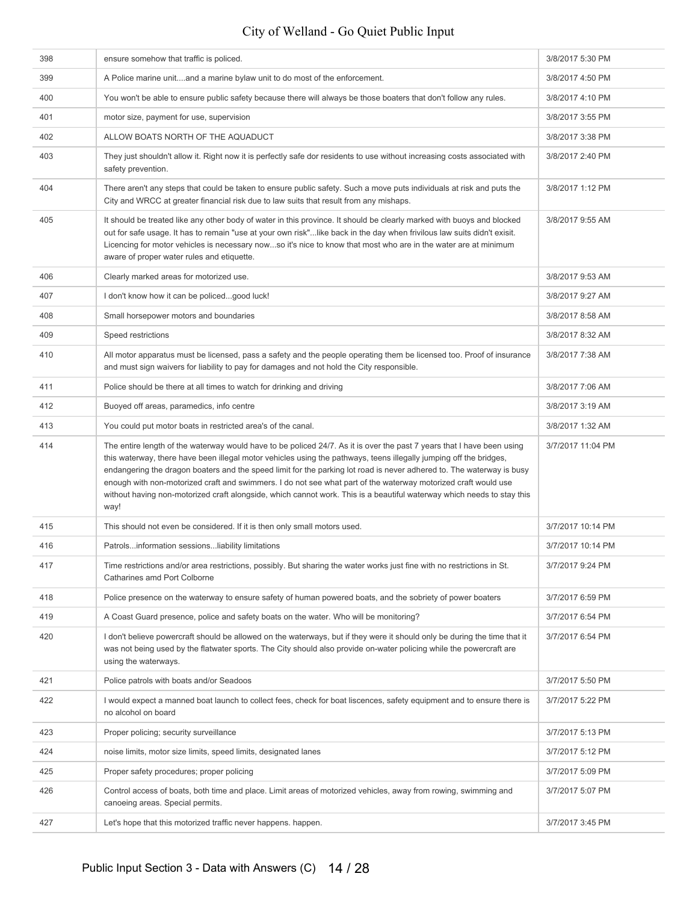| | | |
|---|---|---|
| 398 | ensure somehow that traffic is policed. | 3/8/2017 5:30 PM |
| 399 | A Police marine unit....and a marine bylaw unit to do most of the enforcement. | 3/8/2017 4:50 PM |
| 400 | You won't be able to ensure public safety because there will always be those boaters that don't follow any rules. | 3/8/2017 4:10 PM |
| 401 | motor size, payment for use, supervision | 3/8/2017 3:55 PM |
| 402 | ALLOW BOATS NORTH OF THE AQUADUCT | 3/8/2017 3:38 PM |
| 403 | They just shouldn't allow it. Right now it is perfectly safe dor residents to use without increasing costs associated with safety prevention. | 3/8/2017 2:40 PM |
| 404 | There aren't any steps that could be taken to ensure public safety. Such a move puts individuals at risk and puts the City and WRCC at greater financial risk due to law suits that result from any mishaps. | 3/8/2017 1:12 PM |
| 405 | It should be treated like any other body of water in this province. It should be clearly marked with buoys and blocked out for safe usage. It has to remain "use at your own risk"...like back in the day when frivilous law suits didn't exisit. Licencing for motor vehicles is necessary now...so it's nice to know that most who are in the water are at minimum aware of proper water rules and etiquette. | 3/8/2017 9:55 AM |
| 406 | Clearly marked areas for motorized use. | 3/8/2017 9:53 AM |
| 407 | I don't know how it can be policed...good luck! | 3/8/2017 9:27 AM |
| 408 | Small horsepower motors and boundaries | 3/8/2017 8:58 AM |
| 409 | Speed restrictions | 3/8/2017 8:32 AM |
| 410 | All motor apparatus must be licensed, pass a safety and the people operating them be licensed too. Proof of insurance and must sign waivers for liability to pay for damages and not hold the City responsible. | 3/8/2017 7:38 AM |
| 411 | Police should be there at all times to watch for drinking and driving | 3/8/2017 7:06 AM |
| 412 | Buoyed off areas, paramedics, info centre | 3/8/2017 3:19 AM |
| 413 | You could put motor boats in restricted area's of the canal. | 3/8/2017 1:32 AM |
| 414 | The entire length of the waterway would have to be policed 24/7. As it is over the past 7 years that I have been using this waterway, there have been illegal motor vehicles using the pathways, teens illegally jumping off the bridges, endangering the dragon boaters and the speed limit for the parking lot road is never adhered to. The waterway is busy enough with non-motorized craft and swimmers. I do not see what part of the waterway motorized craft would use without having non-motorized craft alongside, which cannot work. This is a beautiful waterway which needs to stay this way! | 3/7/2017 11:04 PM |
| 415 | This should not even be considered. If it is then only small motors used. | 3/7/2017 10:14 PM |
| 416 | Patrols...information sessions...liability limitations | 3/7/2017 10:14 PM |
| 417 | Time restrictions and/or area restrictions, possibly. But sharing the water works just fine with no restrictions in St. Catharines amd Port Colborne | 3/7/2017 9:24 PM |
| 418 | Police presence on the waterway to ensure safety of human powered boats, and the sobriety of power boaters | 3/7/2017 6:59 PM |
| 419 | A Coast Guard presence, police and safety boats on the water. Who will be monitoring? | 3/7/2017 6:54 PM |
| 420 | I don't believe powercraft should be allowed on the waterways, but if they were it should only be during the time that it was not being used by the flatwater sports. The City should also provide on-water policing while the powercraft are using the waterways. | 3/7/2017 6:54 PM |
| 421 | Police patrols with boats and/or Seadoos | 3/7/2017 5:50 PM |
| 422 | I would expect a manned boat launch to collect fees, check for boat liscences, safety equipment and to ensure there is no alcohol on board | 3/7/2017 5:22 PM |
| 423 | Proper policing; security surveillance | 3/7/2017 5:13 PM |
| 424 | noise limits, motor size limits, speed limits, designated lanes | 3/7/2017 5:12 PM |
| 425 | Proper safety procedures; proper policing | 3/7/2017 5:09 PM |
| 426 | Control access of boats, both time and place. Limit areas of motorized vehicles, away from rowing, swimming and canoeing areas. Special permits. | 3/7/2017 5:07 PM |
| 427 | Let's hope that this motorized traffic never happens. happen. | 3/7/2017 3:45 PM |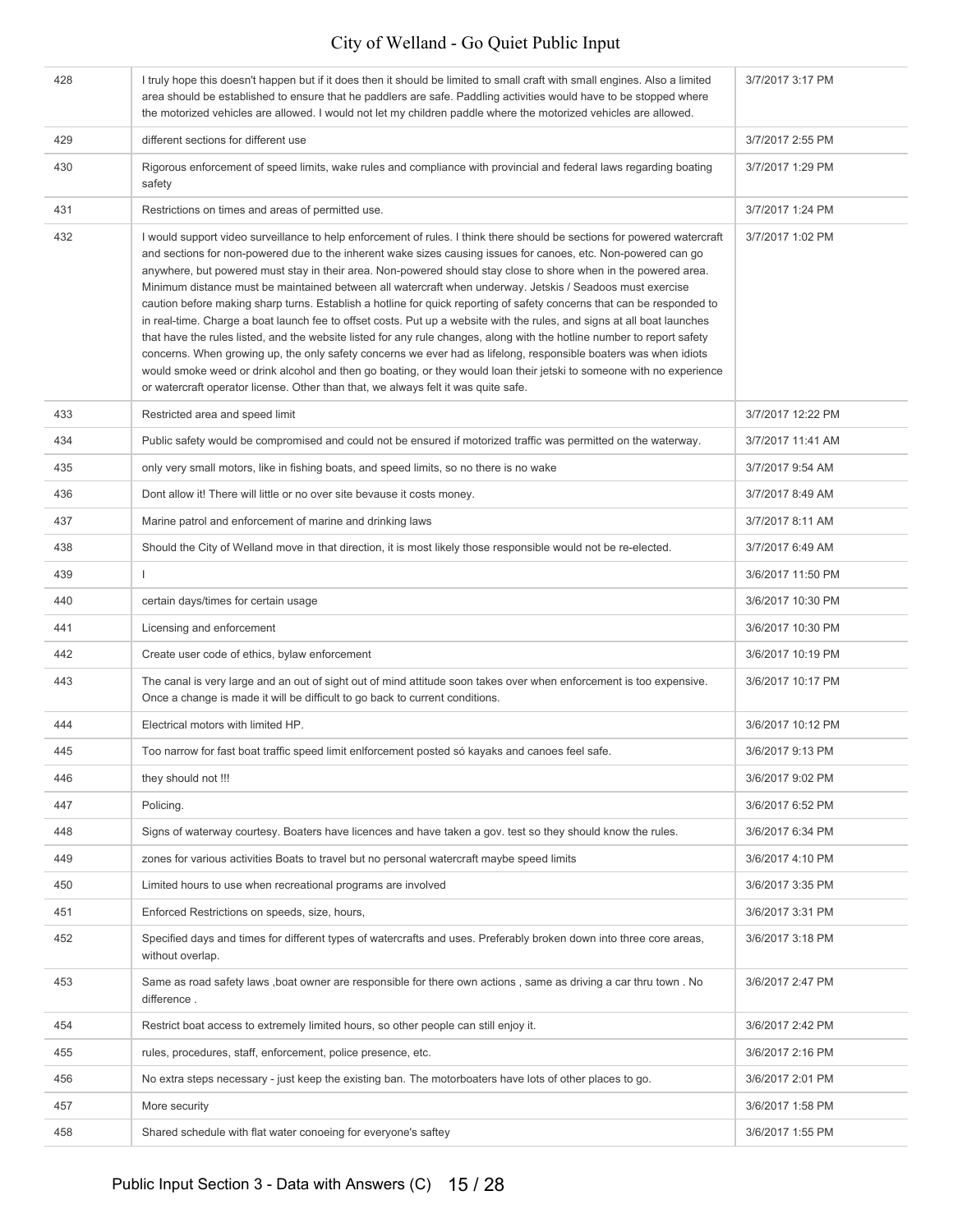| | | |
|---|---|---|
| 428 | I truly hope this doesn't happen but if it does then it should be limited to small craft with small engines. Also a limited area should be established to ensure that he paddlers are safe. Paddling activities would have to be stopped where the motorized vehicles are allowed. I would not let my children paddle where the motorized vehicles are allowed. | 3/7/2017 3:17 PM |
| 429 | different sections for different use | 3/7/2017 2:55 PM |
| 430 | Rigorous enforcement of speed limits, wake rules and compliance with provincial and federal laws regarding boating safety | 3/7/2017 1:29 PM |
| 431 | Restrictions on times and areas of permitted use. | 3/7/2017 1:24 PM |
| 432 | I would support video surveillance to help enforcement of rules. I think there should be sections for powered watercraft and sections for non-powered due to the inherent wake sizes causing issues for canoes, etc. Non-powered can go anywhere, but powered must stay in their area. Non-powered should stay close to shore when in the powered area. Minimum distance must be maintained between all watercraft when underway. Jetskis / Seadoos must exercise caution before making sharp turns. Establish a hotline for quick reporting of safety concerns that can be responded to in real-time. Charge a boat launch fee to offset costs. Put up a website with the rules, and signs at all boat launches that have the rules listed, and the website listed for any rule changes, along with the hotline number to report safety concerns. When growing up, the only safety concerns we ever had as lifelong, responsible boaters was when idiots would smoke weed or drink alcohol and then go boating, or they would loan their jetski to someone with no experience or watercraft operator license. Other than that, we always felt it was quite safe. | 3/7/2017 1:02 PM |
| 433 | Restricted area and speed limit | 3/7/2017 12:22 PM |
| 434 | Public safety would be compromised and could not be ensured if motorized traffic was permitted on the waterway. | 3/7/2017 11:41 AM |
| 435 | only very small motors, like in fishing boats, and speed limits, so no there is no wake | 3/7/2017 9:54 AM |
| 436 | Dont allow it! There will little or no over site bevause it costs money. | 3/7/2017 8:49 AM |
| 437 | Marine patrol and enforcement of marine and drinking laws | 3/7/2017 8:11 AM |
| 438 | Should the City of Welland move in that direction, it is most likely those responsible would not be re-elected. | 3/7/2017 6:49 AM |
| 439 | I | 3/6/2017 11:50 PM |
| 440 | certain days/times for certain usage | 3/6/2017 10:30 PM |
| 441 | Licensing and enforcement | 3/6/2017 10:30 PM |
| 442 | Create user code of ethics, bylaw enforcement | 3/6/2017 10:19 PM |
| 443 | The canal is very large and an out of sight out of mind attitude soon takes over when enforcement is too expensive. Once a change is made it will be difficult to go back to current conditions. | 3/6/2017 10:17 PM |
| 444 | Electrical motors with limited HP. | 3/6/2017 10:12 PM |
| 445 | Too narrow for fast boat traffic speed limit enlforcement posted só kayaks and canoes feel safe. | 3/6/2017 9:13 PM |
| 446 | they should not !!! | 3/6/2017 9:02 PM |
| 447 | Policing. | 3/6/2017 6:52 PM |
| 448 | Signs of waterway courtesy. Boaters have licences and have taken a gov. test so they should know the rules. | 3/6/2017 6:34 PM |
| 449 | zones for various activities Boats to travel but no personal watercraft maybe speed limits | 3/6/2017 4:10 PM |
| 450 | Limited hours to use when recreational programs are involved | 3/6/2017 3:35 PM |
| 451 | Enforced Restrictions on speeds, size, hours, | 3/6/2017 3:31 PM |
| 452 | Specified days and times for different types of watercrafts and uses. Preferably broken down into three core areas, without overlap. | 3/6/2017 3:18 PM |
| 453 | Same as road safety laws ,boat owner are responsible for there own actions , same as driving a car thru town . No difference . | 3/6/2017 2:47 PM |
| 454 | Restrict boat access to extremely limited hours, so other people can still enjoy it. | 3/6/2017 2:42 PM |
| 455 | rules, procedures, staff, enforcement, police presence, etc. | 3/6/2017 2:16 PM |
| 456 | No extra steps necessary - just keep the existing ban. The motorboaters have lots of other places to go. | 3/6/2017 2:01 PM |
| 457 | More security | 3/6/2017 1:58 PM |
| 458 | Shared schedule with flat water conoeing for everyone's saftey | 3/6/2017 1:55 PM |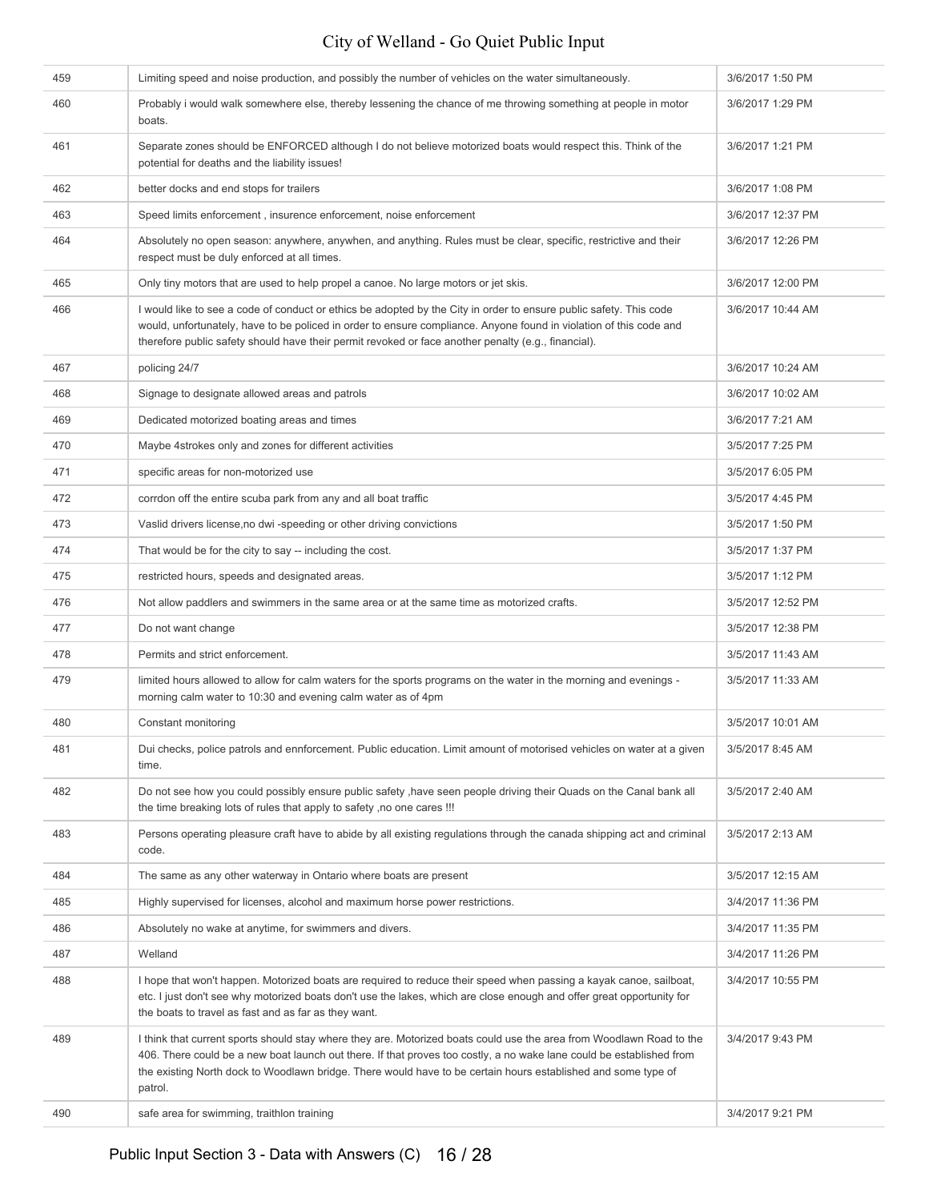| | | |
|---|---|---|
| 459 | Limiting speed and noise production, and possibly the number of vehicles on the water simultaneously. | 3/6/2017 1:50 PM |
| 460 | Probably i would walk somewhere else, thereby lessening the chance of me throwing something at people in motor boats. | 3/6/2017 1:29 PM |
| 461 | Separate zones should be ENFORCED although I do not believe motorized boats would respect this. Think of the potential for deaths and the liability issues! | 3/6/2017 1:21 PM |
| 462 | better docks and end stops for trailers | 3/6/2017 1:08 PM |
| 463 | Speed limits enforcement , insurence enforcement, noise enforcement | 3/6/2017 12:37 PM |
| 464 | Absolutely no open season: anywhere, anywhen, and anything. Rules must be clear, specific, restrictive and their respect must be duly enforced at all times. | 3/6/2017 12:26 PM |
| 465 | Only tiny motors that are used to help propel a canoe. No large motors or jet skis. | 3/6/2017 12:00 PM |
| 466 | I would like to see a code of conduct or ethics be adopted by the City in order to ensure public safety. This code would, unfortunately, have to be policed in order to ensure compliance. Anyone found in violation of this code and therefore public safety should have their permit revoked or face another penalty (e.g., financial). | 3/6/2017 10:44 AM |
| 467 | policing 24/7 | 3/6/2017 10:24 AM |
| 468 | Signage to designate allowed areas and patrols | 3/6/2017 10:02 AM |
| 469 | Dedicated motorized boating areas and times | 3/6/2017 7:21 AM |
| 470 | Maybe 4strokes only and zones for different activities | 3/5/2017 7:25 PM |
| 471 | specific areas for non-motorized use | 3/5/2017 6:05 PM |
| 472 | corrdon off the entire scuba park from any and all boat traffic | 3/5/2017 4:45 PM |
| 473 | Vaslid drivers license,no dwi -speeding or other driving convictions | 3/5/2017 1:50 PM |
| 474 | That would be for the city to say -- including the cost. | 3/5/2017 1:37 PM |
| 475 | restricted hours, speeds and designated areas. | 3/5/2017 1:12 PM |
| 476 | Not allow paddlers and swimmers in the same area or at the same time as motorized crafts. | 3/5/2017 12:52 PM |
| 477 | Do not want change | 3/5/2017 12:38 PM |
| 478 | Permits and strict enforcement. | 3/5/2017 11:43 AM |
| 479 | limited hours allowed to allow for calm waters for the sports programs on the water in the morning and evenings - morning calm water to 10:30 and evening calm water as of 4pm | 3/5/2017 11:33 AM |
| 480 | Constant monitoring | 3/5/2017 10:01 AM |
| 481 | Dui checks, police patrols and ennforcement. Public education. Limit amount of motorised vehicles on water at a given time. | 3/5/2017 8:45 AM |
| 482 | Do not see how you could possibly ensure public safety ,have seen people driving their Quads on the Canal bank all the time breaking lots of rules that apply to safety ,no one cares !!! | 3/5/2017 2:40 AM |
| 483 | Persons operating pleasure craft have to abide by all existing regulations through the canada shipping act and criminal code. | 3/5/2017 2:13 AM |
| 484 | The same as any other waterway in Ontario where boats are present | 3/5/2017 12:15 AM |
| 485 | Highly supervised for licenses, alcohol and maximum horse power restrictions. | 3/4/2017 11:36 PM |
| 486 | Absolutely no wake at anytime, for swimmers and divers. | 3/4/2017 11:35 PM |
| 487 | Welland | 3/4/2017 11:26 PM |
| 488 | I hope that won't happen. Motorized boats are required to reduce their speed when passing a kayak canoe, sailboat, etc. I just don't see why motorized boats don't use the lakes, which are close enough and offer great opportunity for the boats to travel as fast and as far as they want. | 3/4/2017 10:55 PM |
| 489 | I think that current sports should stay where they are. Motorized boats could use the area from Woodlawn Road to the 406. There could be a new boat launch out there. If that proves too costly, a no wake lane could be established from the existing North dock to Woodlawn bridge. There would have to be certain hours established and some type of patrol. | 3/4/2017 9:43 PM |
| 490 | safe area for swimming, traithlon training | 3/4/2017 9:21 PM |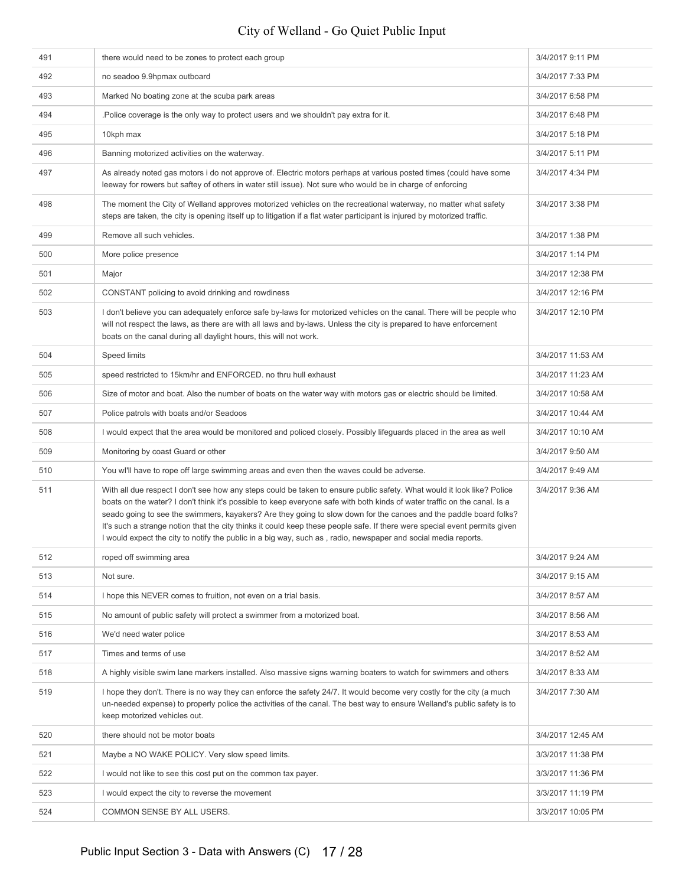| | | |
|---|---|---|
| 491 | there would need to be zones to protect each group | 3/4/2017 9:11 PM |
| 492 | no seadoo 9.9hpmax outboard | 3/4/2017 7:33 PM |
| 493 | Marked No boating zone at the scuba park areas | 3/4/2017 6:58 PM |
| 494 | .Police coverage is the only way to protect users and we shouldn't pay extra for it. | 3/4/2017 6:48 PM |
| 495 | 10kph max | 3/4/2017 5:18 PM |
| 496 | Banning motorized activities on the waterway. | 3/4/2017 5:11 PM |
| 497 | As already noted gas motors i do not approve of. Electric motors perhaps at various posted times (could have some leeway for rowers but saftey of others in water still issue). Not sure who would be in charge of enforcing | 3/4/2017 4:34 PM |
| 498 | The moment the City of Welland approves motorized vehicles on the recreational waterway, no matter what safety steps are taken, the city is opening itself up to litigation if a flat water participant is injured by motorized traffic. | 3/4/2017 3:38 PM |
| 499 | Remove all such vehicles. | 3/4/2017 1:38 PM |
| 500 | More police presence | 3/4/2017 1:14 PM |
| 501 | Major | 3/4/2017 12:38 PM |
| 502 | CONSTANT policing to avoid drinking and rowdiness | 3/4/2017 12:16 PM |
| 503 | I don't believe you can adequately enforce safe by-laws for motorized vehicles on the canal. There will be people who will not respect the laws, as there are with all laws and by-laws. Unless the city is prepared to have enforcement boats on the canal during all daylight hours, this will not work. | 3/4/2017 12:10 PM |
| 504 | Speed limits | 3/4/2017 11:53 AM |
| 505 | speed restricted to 15km/hr and ENFORCED. no thru hull exhaust | 3/4/2017 11:23 AM |
| 506 | Size of motor and boat. Also the number of boats on the water way with motors gas or electric should be limited. | 3/4/2017 10:58 AM |
| 507 | Police patrols with boats and/or Seadoos | 3/4/2017 10:44 AM |
| 508 | I would expect that the area would be monitored and policed closely. Possibly lifeguards placed in the area as well | 3/4/2017 10:10 AM |
| 509 | Monitoring by coast Guard or other | 3/4/2017 9:50 AM |
| 510 | You wl'l have to rope off large swimming areas and even then the waves could be adverse. | 3/4/2017 9:49 AM |
| 511 | With all due respect I don't see how any steps could be taken to ensure public safety. What would it look like? Police boats on the water? I don't think it's possible to keep everyone safe with both kinds of water traffic on the canal. Is a seado going to see the swimmers, kayakers? Are they going to slow down for the canoes and the paddle board folks? It's such a strange notion that the city thinks it could keep these people safe. If there were special event permits given I would expect the city to notify the public in a big way, such as , radio, newspaper and social media reports. | 3/4/2017 9:36 AM |
| 512 | roped off swimming area | 3/4/2017 9:24 AM |
| 513 | Not sure. | 3/4/2017 9:15 AM |
| 514 | I hope this NEVER comes to fruition, not even on a trial basis. | 3/4/2017 8:57 AM |
| 515 | No amount of public safety will protect a swimmer from a motorized boat. | 3/4/2017 8:56 AM |
| 516 | We'd need water police | 3/4/2017 8:53 AM |
| 517 | Times and terms of use | 3/4/2017 8:52 AM |
| 518 | A highly visible swim lane markers installed. Also massive signs warning boaters to watch for swimmers and others | 3/4/2017 8:33 AM |
| 519 | I hope they don't. There is no way they can enforce the safety 24/7. It would become very costly for the city (a much un-needed expense) to properly police the activities of the canal. The best way to ensure Welland's public safety is to keep motorized vehicles out. | 3/4/2017 7:30 AM |
| 520 | there should not be motor boats | 3/4/2017 12:45 AM |
| 521 | Maybe a NO WAKE POLICY. Very slow speed limits. | 3/3/2017 11:38 PM |
| 522 | I would not like to see this cost put on the common tax payer. | 3/3/2017 11:36 PM |
| 523 | I would expect the city to reverse the movement | 3/3/2017 11:19 PM |
| 524 | COMMON SENSE BY ALL USERS. | 3/3/2017 10:05 PM |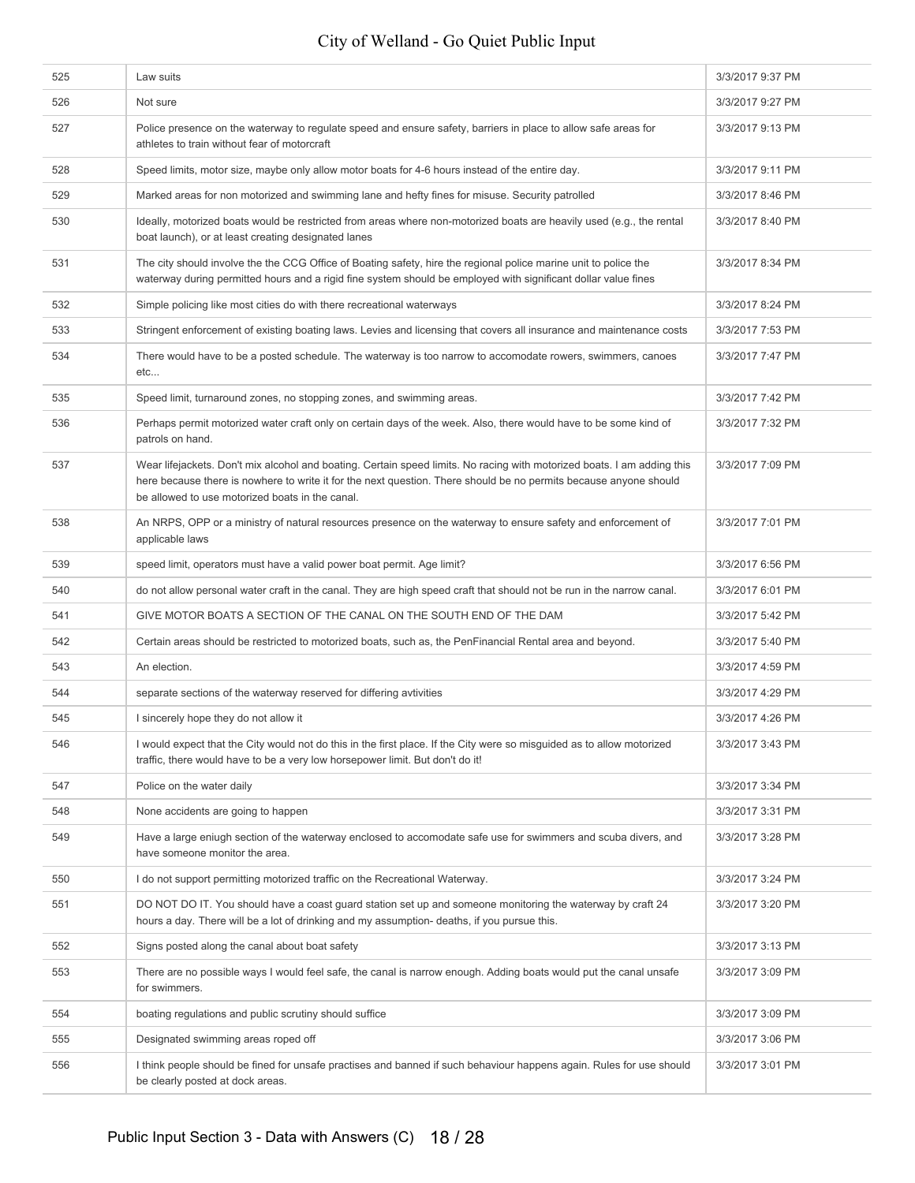| | | |
|---|---|---|
| 525 | Law suits | 3/3/2017 9:37 PM |
| 526 | Not sure | 3/3/2017 9:27 PM |
| 527 | Police presence on the waterway to regulate speed and ensure safety, barriers in place to allow safe areas for athletes to train without fear of motorcraft | 3/3/2017 9:13 PM |
| 528 | Speed limits, motor size, maybe only allow motor boats for 4-6 hours instead of the entire day. | 3/3/2017 9:11 PM |
| 529 | Marked areas for non motorized and swimming lane and hefty fines for misuse. Security patrolled | 3/3/2017 8:46 PM |
| 530 | Ideally, motorized boats would be restricted from areas where non-motorized boats are heavily used (e.g., the rental boat launch), or at least creating designated lanes | 3/3/2017 8:40 PM |
| 531 | The city should involve the the CCG Office of Boating safety, hire the regional police marine unit to police the waterway during permitted hours and a rigid fine system should be employed with significant dollar value fines | 3/3/2017 8:34 PM |
| 532 | Simple policing like most cities do with there recreational waterways | 3/3/2017 8:24 PM |
| 533 | Stringent enforcement of existing boating laws. Levies and licensing that covers all insurance and maintenance costs | 3/3/2017 7:53 PM |
| 534 | There would have to be a posted schedule. The waterway is too narrow to accomodate rowers, swimmers, canoes etc... | 3/3/2017 7:47 PM |
| 535 | Speed limit, turnaround zones, no stopping zones, and swimming areas. | 3/3/2017 7:42 PM |
| 536 | Perhaps permit motorized water craft only on certain days of the week. Also, there would have to be some kind of patrols on hand. | 3/3/2017 7:32 PM |
| 537 | Wear lifejackets. Don't mix alcohol and boating. Certain speed limits. No racing with motorized boats. I am adding this here because there is nowhere to write it for the next question. There should be no permits because anyone should be allowed to use motorized boats in the canal. | 3/3/2017 7:09 PM |
| 538 | An NRPS, OPP or a ministry of natural resources presence on the waterway to ensure safety and enforcement of applicable laws | 3/3/2017 7:01 PM |
| 539 | speed limit, operators must have a valid power boat permit. Age limit? | 3/3/2017 6:56 PM |
| 540 | do not allow personal water craft in the canal. They are high speed craft that should not be run in the narrow canal. | 3/3/2017 6:01 PM |
| 541 | GIVE MOTOR BOATS A SECTION OF THE CANAL ON THE SOUTH END OF THE DAM | 3/3/2017 5:42 PM |
| 542 | Certain areas should be restricted to motorized boats, such as, the PenFinancial Rental area and beyond. | 3/3/2017 5:40 PM |
| 543 | An election. | 3/3/2017 4:59 PM |
| 544 | separate sections of the waterway reserved for differing avtivities | 3/3/2017 4:29 PM |
| 545 | I sincerely hope they do not allow it | 3/3/2017 4:26 PM |
| 546 | I would expect that the City would not do this in the first place. If the City were so misguided as to allow motorized traffic, there would have to be a very low horsepower limit. But don't do it! | 3/3/2017 3:43 PM |
| 547 | Police on the water daily | 3/3/2017 3:34 PM |
| 548 | None accidents are going to happen | 3/3/2017 3:31 PM |
| 549 | Have a large eniugh section of the waterway enclosed to accomodate safe use for swimmers and scuba divers, and have someone monitor the area. | 3/3/2017 3:28 PM |
| 550 | I do not support permitting motorized traffic on the Recreational Waterway. | 3/3/2017 3:24 PM |
| 551 | DO NOT DO IT. You should have a coast guard station set up and someone monitoring the waterway by craft 24 hours a day. There will be a lot of drinking and my assumption- deaths, if you pursue this. | 3/3/2017 3:20 PM |
| 552 | Signs posted along the canal about boat safety | 3/3/2017 3:13 PM |
| 553 | There are no possible ways I would feel safe, the canal is narrow enough. Adding boats would put the canal unsafe for swimmers. | 3/3/2017 3:09 PM |
| 554 | boating regulations and public scrutiny should suffice | 3/3/2017 3:09 PM |
| 555 | Designated swimming areas roped off | 3/3/2017 3:06 PM |
| 556 | I think people should be fined for unsafe practises and banned if such behaviour happens again. Rules for use should be clearly posted at dock areas. | 3/3/2017 3:01 PM |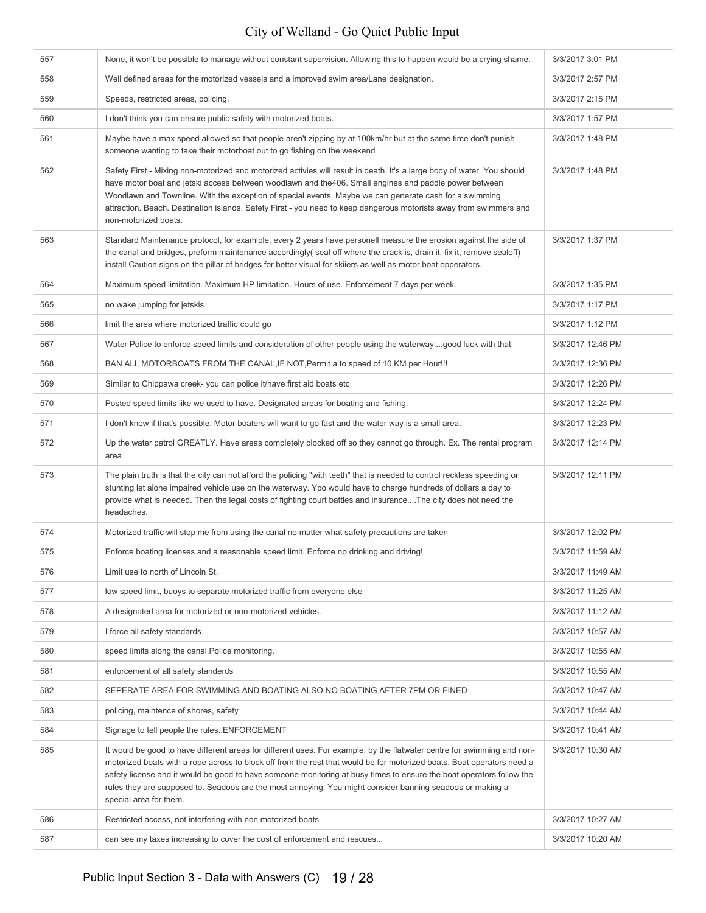| | | |
|---|---|---|
| 557 | None, it won't be possible to manage without constant supervision. Allowing this to happen would be a crying shame. | 3/3/2017 3:01 PM |
| 558 | Well defined areas for the motorized vessels and a improved swim area/Lane designation. | 3/3/2017 2:57 PM |
| 559 | Speeds, restricted areas, policing. | 3/3/2017 2:15 PM |
| 560 | I don't think you can ensure public safety with motorized boats. | 3/3/2017 1:57 PM |
| 561 | Maybe have a max speed allowed so that people aren't zipping by at 100km/hr but at the same time don't punish someone wanting to take their motorboat out to go fishing on the weekend | 3/3/2017 1:48 PM |
| 562 | Safety First - Mixing non-motorized and motorized activies will result in death. It's a large body of water. You should have motor boat and jetski access between woodlawn and the406. Small engines and paddle power between Woodlawn and Townline. With the exception of special events. Maybe we can generate cash for a swimming attraction. Beach. Destination islands. Safety First - you need to keep dangerous motorists away from swimmers and non-motorized boats. | 3/3/2017 1:48 PM |
| 563 | Standard Maintenance protocol, for examlple, every 2 years have personell measure the erosion against the side of the canal and bridges, preform maintenance accordingly( seal off where the crack is, drain it, fix it, remove sealoff) install Caution signs on the pillar of bridges for better visual for skiers as well as motor boat opperators. | 3/3/2017 1:37 PM |
| 564 | Maximum speed limitation. Maximum HP limitation. Hours of use. Enforcement 7 days per week. | 3/3/2017 1:35 PM |
| 565 | no wake jumping for jetskis | 3/3/2017 1:17 PM |
| 566 | limit the area where motorized traffic could go | 3/3/2017 1:12 PM |
| 567 | Water Police to enforce speed limits and consideration of other people using the waterway....good luck with that | 3/3/2017 12:46 PM |
| 568 | BAN ALL MOTORBOATS FROM THE CANAL,IF NOT,Permit a to speed of 10 KM per Hour!!! | 3/3/2017 12:36 PM |
| 569 | Similar to Chippawa creek- you can police it/have first aid boats etc | 3/3/2017 12:26 PM |
| 570 | Posted speed limits like we used to have. Designated areas for boating and fishing. | 3/3/2017 12:24 PM |
| 571 | I don't know if that's possible. Motor boaters will want to go fast and the water way is a small area. | 3/3/2017 12:23 PM |
| 572 | Up the water patrol GREATLY. Have areas completely blocked off so they cannot go through. Ex. The rental program area | 3/3/2017 12:14 PM |
| 573 | The plain truth is that the city can not afford the policing "with teeth" that is needed to control reckless speeding or stunting let alone impaired vehicle use on the waterway. Ypo would have to charge hundreds of dollars a day to provide what is needed. Then the legal costs of fighting court battles and insurance....The city does not need the headaches. | 3/3/2017 12:11 PM |
| 574 | Motorized traffic will stop me from using the canal no matter what safety precautions are taken | 3/3/2017 12:02 PM |
| 575 | Enforce boating licenses and a reasonable speed limit. Enforce no drinking and driving! | 3/3/2017 11:59 AM |
| 576 | Limit use to north of Lincoln St. | 3/3/2017 11:49 AM |
| 577 | low speed limit, buoys to separate motorized traffic from everyone else | 3/3/2017 11:25 AM |
| 578 | A designated area for motorized or non-motorized vehicles. | 3/3/2017 11:12 AM |
| 579 | I force all safety standards | 3/3/2017 10:57 AM |
| 580 | speed limits along the canal.Police monitoring. | 3/3/2017 10:55 AM |
| 581 | enforcement of all safety standerds | 3/3/2017 10:55 AM |
| 582 | SEPERATE AREA FOR SWIMMING AND BOATING ALSO NO BOATING AFTER 7PM OR FINED | 3/3/2017 10:47 AM |
| 583 | policing, maintence of shores, safety | 3/3/2017 10:44 AM |
| 584 | Signage to tell people the rules..ENFORCEMENT | 3/3/2017 10:41 AM |
| 585 | It would be good to have different areas for different uses. For example, by the flatwater centre for swimming and non-motorized boats with a rope across to block off from the rest that would be for motorized boats. Boat operators need a safety license and it would be good to have someone monitoring at busy times to ensure the boat operators follow the rules they are supposed to. Seadoos are the most annoying. You might consider banning seadoos or making a special area for them. | 3/3/2017 10:30 AM |
| 586 | Restricted access, not interfering with non motorized boats | 3/3/2017 10:27 AM |
| 587 | can see my taxes increasing to cover the cost of enforcement and rescues... | 3/3/2017 10:20 AM |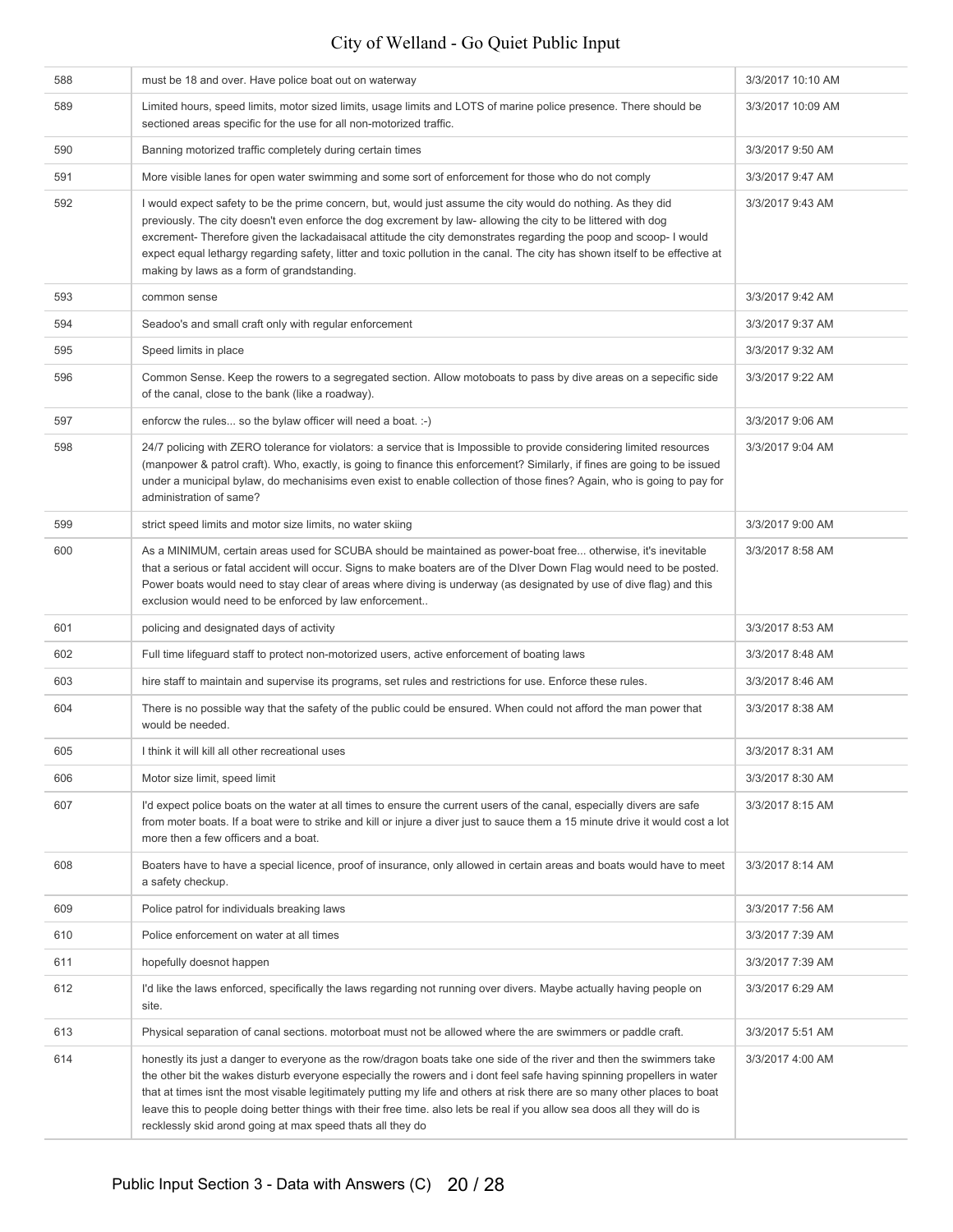| | | |
|---|---|---|
| 588 | must be 18 and over. Have police boat out on waterway | 3/3/2017 10:10 AM |
| 589 | Limited hours, speed limits, motor sized limits, usage limits and LOTS of marine police presence. There should be sectioned areas specific for the use for all non-motorized traffic. | 3/3/2017 10:09 AM |
| 590 | Banning motorized traffic completely during certain times | 3/3/2017 9:50 AM |
| 591 | More visible lanes for open water swimming and some sort of enforcement for those who do not comply | 3/3/2017 9:47 AM |
| 592 | I would expect safety to be the prime concern, but, would just assume the city would do nothing. As they did previously. The city doesn't even enforce the dog excrement by law- allowing the city to be littered with dog excrement- Therefore given the lackadaisacal attitude the city demonstrates regarding the poop and scoop- I would expect equal lethargy regarding safety, litter and toxic pollution in the canal. The city has shown itself to be effective at making by laws as a form of grandstanding. | 3/3/2017 9:43 AM |
| 593 | common sense | 3/3/2017 9:42 AM |
| 594 | Seadoo's and small craft only with regular enforcement | 3/3/2017 9:37 AM |
| 595 | Speed limits in place | 3/3/2017 9:32 AM |
| 596 | Common Sense. Keep the rowers to a segregated section. Allow motoboats to pass by dive areas on a sepecific side of the canal, close to the bank (like a roadway). | 3/3/2017 9:22 AM |
| 597 | enforcw the rules... so the bylaw officer will need a boat. :-) | 3/3/2017 9:06 AM |
| 598 | 24/7 policing with ZERO tolerance for violators: a service that is Impossible to provide considering limited resources (manpower & patrol craft). Who, exactly, is going to finance this enforcement? Similarly, if fines are going to be issued under a municipal bylaw, do mechanisims even exist to enable collection of those fines? Again, who is going to pay for administration of same? | 3/3/2017 9:04 AM |
| 599 | strict speed limits and motor size limits, no water skiing | 3/3/2017 9:00 AM |
| 600 | As a MINIMUM, certain areas used for SCUBA should be maintained as power-boat free... otherwise, it's inevitable that a serious or fatal accident will occur. Signs to make boaters are of the DIver Down Flag would need to be posted. Power boats would need to stay clear of areas where diving is underway (as designated by use of dive flag) and this exclusion would need to be enforced by law enforcement.. | 3/3/2017 8:58 AM |
| 601 | policing and designated days of activity | 3/3/2017 8:53 AM |
| 602 | Full time lifeguard staff to protect non-motorized users, active enforcement of boating laws | 3/3/2017 8:48 AM |
| 603 | hire staff to maintain and supervise its programs, set rules and restrictions for use. Enforce these rules. | 3/3/2017 8:46 AM |
| 604 | There is no possible way that the safety of the public could be ensured. When could not afford the man power that would be needed. | 3/3/2017 8:38 AM |
| 605 | I think it will kill all other recreational uses | 3/3/2017 8:31 AM |
| 606 | Motor size limit, speed limit | 3/3/2017 8:30 AM |
| 607 | I'd expect police boats on the water at all times to ensure the current users of the canal, especially divers are safe from moter boats. If a boat were to strike and kill or injure a diver just to sauce them a 15 minute drive it would cost a lot more then a few officers and a boat. | 3/3/2017 8:15 AM |
| 608 | Boaters have to have a special licence, proof of insurance, only allowed in certain areas and boats would have to meet a safety checkup. | 3/3/2017 8:14 AM |
| 609 | Police patrol for individuals breaking laws | 3/3/2017 7:56 AM |
| 610 | Police enforcement on water at all times | 3/3/2017 7:39 AM |
| 611 | hopefully doesnot happen | 3/3/2017 7:39 AM |
| 612 | I'd like the laws enforced, specifically the laws regarding not running over divers. Maybe actually having people on site. | 3/3/2017 6:29 AM |
| 613 | Physical separation of canal sections. motorboat must not be allowed where the are swimmers or paddle craft. | 3/3/2017 5:51 AM |
| 614 | honestly its just a danger to everyone as the row/dragon boats take one side of the river and then the swimmers take the other bit the wakes disturb everyone especially the rowers and i dont feel safe having spinning propellers in water that at times isnt the most visable legitimately putting my life and others at risk there are so many other places to boat leave this to people doing better things with their free time. also lets be real if you allow sea doos all they will do is recklessly skid arond going at max speed thats all they do | 3/3/2017 4:00 AM |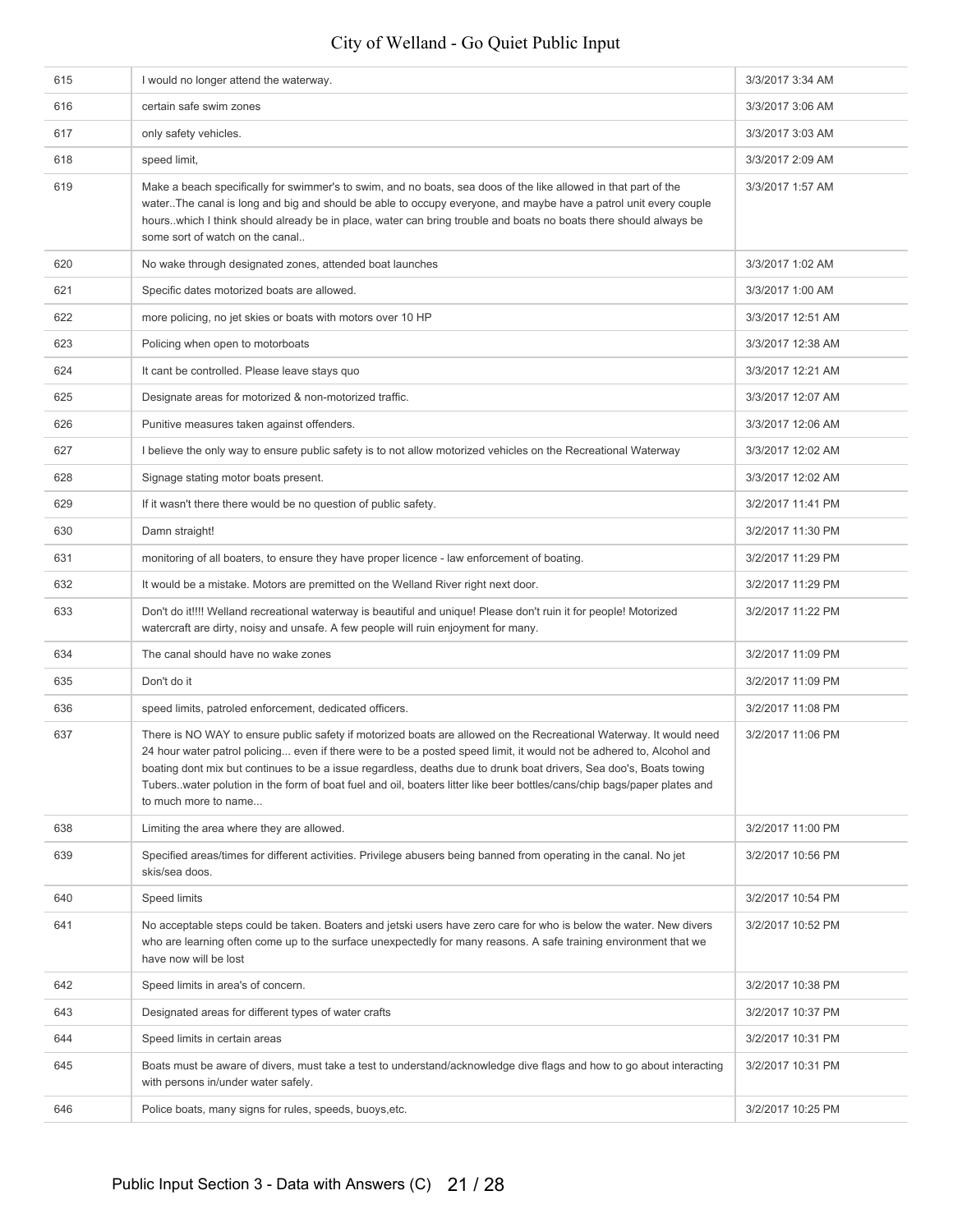| | | |
|---|---|---|
| 615 | I would no longer attend the waterway. | 3/3/2017 3:34 AM |
| 616 | certain safe swim zones | 3/3/2017 3:06 AM |
| 617 | only safety vehicles. | 3/3/2017 3:03 AM |
| 618 | speed limit, | 3/3/2017 2:09 AM |
| 619 | Make a beach specifically for swimmer's to swim, and no boats, sea doos of the like allowed in that part of the water..The canal is long and big and should be able to occupy everyone, and maybe have a patrol unit every couple hours..which I think should already be in place, water can bring trouble and boats no boats there should always be some sort of watch on the canal.. | 3/3/2017 1:57 AM |
| 620 | No wake through designated zones, attended boat launches | 3/3/2017 1:02 AM |
| 621 | Specific dates motorized boats are allowed. | 3/3/2017 1:00 AM |
| 622 | more policing, no jet skies or boats with motors over 10 HP | 3/3/2017 12:51 AM |
| 623 | Policing when open to motorboats | 3/3/2017 12:38 AM |
| 624 | It cant be controlled. Please leave stays quo | 3/3/2017 12:21 AM |
| 625 | Designate areas for motorized & non-motorized traffic. | 3/3/2017 12:07 AM |
| 626 | Punitive measures taken against offenders. | 3/3/2017 12:06 AM |
| 627 | I believe the only way to ensure public safety is to not allow motorized vehicles on the Recreational Waterway | 3/3/2017 12:02 AM |
| 628 | Signage stating motor boats present. | 3/3/2017 12:02 AM |
| 629 | If it wasn't there there would be no question of public safety. | 3/2/2017 11:41 PM |
| 630 | Damn straight! | 3/2/2017 11:30 PM |
| 631 | monitoring of all boaters, to ensure they have proper licence - law enforcement of boating. | 3/2/2017 11:29 PM |
| 632 | It would be a mistake. Motors are premitted on the Welland River right next door. | 3/2/2017 11:29 PM |
| 633 | Don't do it!!!! Welland recreational waterway is beautiful and unique! Please don't ruin it for people! Motorized watercraft are dirty, noisy and unsafe. A few people will ruin enjoyment for many. | 3/2/2017 11:22 PM |
| 634 | The canal should have no wake zones | 3/2/2017 11:09 PM |
| 635 | Don't do it | 3/2/2017 11:09 PM |
| 636 | speed limits, patroled enforcement, dedicated officers. | 3/2/2017 11:08 PM |
| 637 | There is NO WAY to ensure public safety if motorized boats are allowed on the Recreational Waterway. It would need 24 hour water patrol policing... even if there were to be a posted speed limit, it would not be adhered to, Alcohol and boating dont mix but continues to be a issue regardless, deaths due to drunk boat drivers, Sea doo's, Boats towing Tubers..water polution in the form of boat fuel and oil, boaters litter like beer bottles/cans/chip bags/paper plates and to much more to name... | 3/2/2017 11:06 PM |
| 638 | Limiting the area where they are allowed. | 3/2/2017 11:00 PM |
| 639 | Specified areas/times for different activities. Privilege abusers being banned from operating in the canal. No jet skis/sea doos. | 3/2/2017 10:56 PM |
| 640 | Speed limits | 3/2/2017 10:54 PM |
| 641 | No acceptable steps could be taken. Boaters and jetski users have zero care for who is below the water. New divers who are learning often come up to the surface unexpectedly for many reasons. A safe training environment that we have now will be lost | 3/2/2017 10:52 PM |
| 642 | Speed limits in area's of concern. | 3/2/2017 10:38 PM |
| 643 | Designated areas for different types of water crafts | 3/2/2017 10:37 PM |
| 644 | Speed limits in certain areas | 3/2/2017 10:31 PM |
| 645 | Boats must be aware of divers, must take a test to understand/acknowledge dive flags and how to go about interacting with persons in/under water safely. | 3/2/2017 10:31 PM |
| 646 | Police boats, many signs for rules, speeds, buoys,etc. | 3/2/2017 10:25 PM |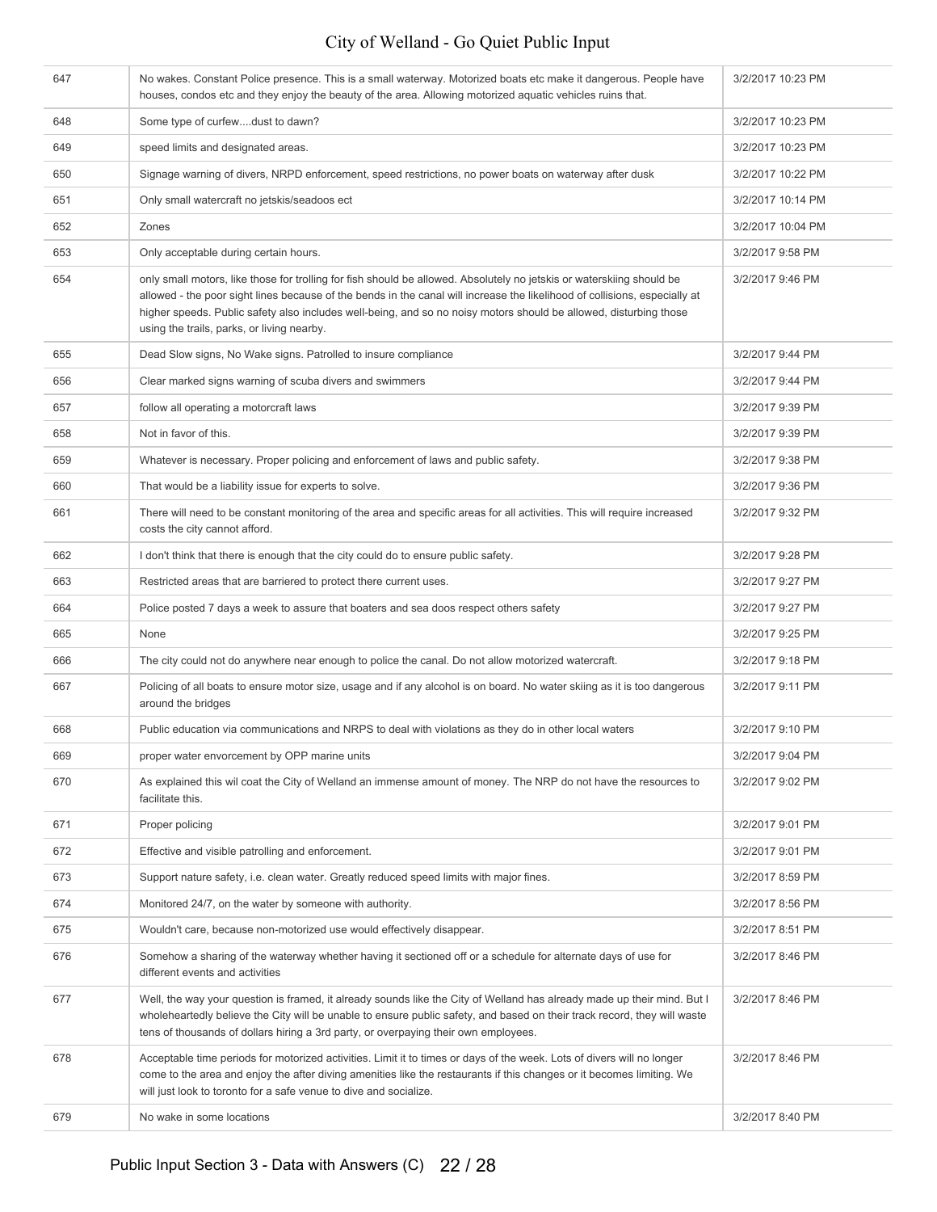| | | |
|---|---|---|
| 647 | No wakes. Constant Police presence. This is a small waterway. Motorized boats etc make it dangerous. People have houses, condos etc and they enjoy the beauty of the area. Allowing motorized aquatic vehicles ruins that. | 3/2/2017 10:23 PM |
| 648 | Some type of curfew....dust to dawn? | 3/2/2017 10:23 PM |
| 649 | speed limits and designated areas. | 3/2/2017 10:23 PM |
| 650 | Signage warning of divers, NRPD enforcement, speed restrictions, no power boats on waterway after dusk | 3/2/2017 10:22 PM |
| 651 | Only small watercraft no jetskis/seadoos ect | 3/2/2017 10:14 PM |
| 652 | Zones | 3/2/2017 10:04 PM |
| 653 | Only acceptable during certain hours. | 3/2/2017 9:58 PM |
| 654 | only small motors, like those for trolling for fish should be allowed. Absolutely no jetskis or waterskiing should be allowed - the poor sight lines because of the bends in the canal will increase the likelihood of collisions, especially at higher speeds. Public safety also includes well-being, and so no noisy motors should be allowed, disturbing those using the trails, parks, or living nearby. | 3/2/2017 9:46 PM |
| 655 | Dead Slow signs, No Wake signs. Patrolled to insure compliance | 3/2/2017 9:44 PM |
| 656 | Clear marked signs warning of scuba divers and swimmers | 3/2/2017 9:44 PM |
| 657 | follow all operating a motorcraft laws | 3/2/2017 9:39 PM |
| 658 | Not in favor of this. | 3/2/2017 9:39 PM |
| 659 | Whatever is necessary. Proper policing and enforcement of laws and public safety. | 3/2/2017 9:38 PM |
| 660 | That would be a liability issue for experts to solve. | 3/2/2017 9:36 PM |
| 661 | There will need to be constant monitoring of the area and specific areas for all activities. This will require increased costs the city cannot afford. | 3/2/2017 9:32 PM |
| 662 | I don't think that there is enough that the city could do to ensure public safety. | 3/2/2017 9:28 PM |
| 663 | Restricted areas that are barriered to protect there current uses. | 3/2/2017 9:27 PM |
| 664 | Police posted 7 days a week to assure that boaters and sea doos respect others safety | 3/2/2017 9:27 PM |
| 665 | None | 3/2/2017 9:25 PM |
| 666 | The city could not do anywhere near enough to police the canal. Do not allow motorized watercraft. | 3/2/2017 9:18 PM |
| 667 | Policing of all boats to ensure motor size, usage and if any alcohol is on board. No water skiing as it is too dangerous around the bridges | 3/2/2017 9:11 PM |
| 668 | Public education via communications and NRPS to deal with violations as they do in other local waters | 3/2/2017 9:10 PM |
| 669 | proper water envorcement by OPP marine units | 3/2/2017 9:04 PM |
| 670 | As explained this wil coat the City of Welland an immense amount of money. The NRP do not have the resources to facilitate this. | 3/2/2017 9:02 PM |
| 671 | Proper policing | 3/2/2017 9:01 PM |
| 672 | Effective and visible patrolling and enforcement. | 3/2/2017 9:01 PM |
| 673 | Support nature safety, i.e. clean water. Greatly reduced speed limits with major fines. | 3/2/2017 8:59 PM |
| 674 | Monitored 24/7, on the water by someone with authority. | 3/2/2017 8:56 PM |
| 675 | Wouldn't care, because non-motorized use would effectively disappear. | 3/2/2017 8:51 PM |
| 676 | Somehow a sharing of the waterway whether having it sectioned off or a schedule for alternate days of use for different events and activities | 3/2/2017 8:46 PM |
| 677 | Well, the way your question is framed, it already sounds like the City of Welland has already made up their mind. But I wholeheartedly believe the City will be unable to ensure public safety, and based on their track record, they will waste tens of thousands of dollars hiring a 3rd party, or overpaying their own employees. | 3/2/2017 8:46 PM |
| 678 | Acceptable time periods for motorized activities. Limit it to times or days of the week. Lots of divers will no longer come to the area and enjoy the after diving amenities like the restaurants if this changes or it becomes limiting. We will just look to toronto for a safe venue to dive and socialize. | 3/2/2017 8:46 PM |
| 679 | No wake in some locations | 3/2/2017 8:40 PM |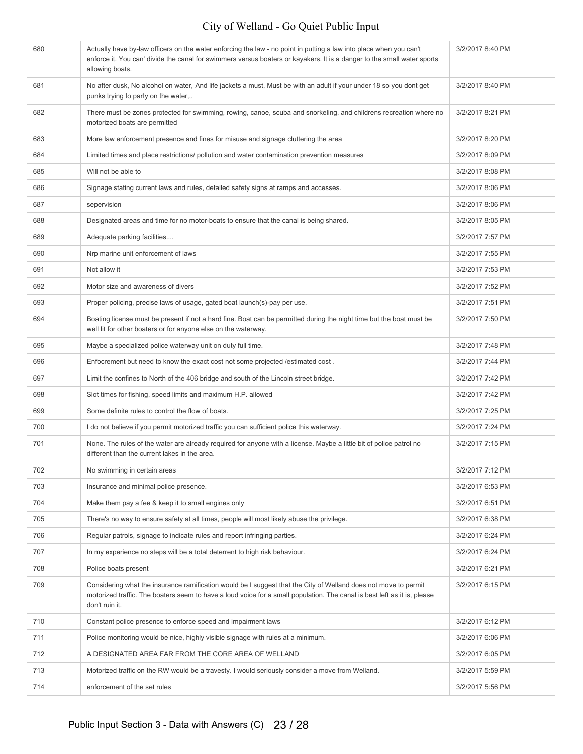| | | |
|---|---|---|
| 680 | Actually have by-law officers on the water enforcing the law - no point in putting a law into place when you can't enforce it. You can' divide the canal for swimmers versus boaters or kayakers. It is a danger to the small water sports allowing boats. | 3/2/2017 8:40 PM |
| 681 | No after dusk, No alcohol on water, And life jackets a must, Must be with an adult if your under 18 so you dont get punks trying to party on the water,,, | 3/2/2017 8:40 PM |
| 682 | There must be zones protected for swimming, rowing, canoe, scuba and snorkeling, and childrens recreation where no motorized boats are permitted | 3/2/2017 8:21 PM |
| 683 | More law enforcement presence and fines for misuse and signage cluttering the area | 3/2/2017 8:20 PM |
| 684 | Limited times and place restrictions/ pollution and water contamination prevention measures | 3/2/2017 8:09 PM |
| 685 | Will not be able to | 3/2/2017 8:08 PM |
| 686 | Signage stating current laws and rules, detailed safety signs at ramps and accesses. | 3/2/2017 8:06 PM |
| 687 | sepervision | 3/2/2017 8:06 PM |
| 688 | Designated areas and time for no motor-boats to ensure that the canal is being shared. | 3/2/2017 8:05 PM |
| 689 | Adequate parking facilities.... | 3/2/2017 7:57 PM |
| 690 | Nrp marine unit enforcement of laws | 3/2/2017 7:55 PM |
| 691 | Not allow it | 3/2/2017 7:53 PM |
| 692 | Motor size and awareness of divers | 3/2/2017 7:52 PM |
| 693 | Proper policing, precise laws of usage, gated boat launch(s)-pay per use. | 3/2/2017 7:51 PM |
| 694 | Boating license must be present if not a hard fine. Boat can be permitted during the night time but the boat must be well lit for other boaters or for anyone else on the waterway. | 3/2/2017 7:50 PM |
| 695 | Maybe a specialized police waterway unit on duty full time. | 3/2/2017 7:48 PM |
| 696 | Enfocrement but need to know the exact cost not some projected /estimated cost . | 3/2/2017 7:44 PM |
| 697 | Limit the confines to North of the 406 bridge and south of the Lincoln street bridge. | 3/2/2017 7:42 PM |
| 698 | Slot times for fishing, speed limits and maximum H.P. allowed | 3/2/2017 7:42 PM |
| 699 | Some definite rules to control the flow of boats. | 3/2/2017 7:25 PM |
| 700 | I do not believe if you permit motorized traffic you can sufficient police this waterway. | 3/2/2017 7:24 PM |
| 701 | None. The rules of the water are already required for anyone with a license. Maybe a little bit of police patrol no different than the current lakes in the area. | 3/2/2017 7:15 PM |
| 702 | No swimming in certain areas | 3/2/2017 7:12 PM |
| 703 | Insurance and minimal police presence. | 3/2/2017 6:53 PM |
| 704 | Make them pay a fee & keep it to small engines only | 3/2/2017 6:51 PM |
| 705 | There's no way to ensure safety at all times, people will most likely abuse the privilege. | 3/2/2017 6:38 PM |
| 706 | Regular patrols, signage to indicate rules and report infringing parties. | 3/2/2017 6:24 PM |
| 707 | In my experience no steps will be a total deterrent to high risk behaviour. | 3/2/2017 6:24 PM |
| 708 | Police boats present | 3/2/2017 6:21 PM |
| 709 | Considering what the insurance ramification would be I suggest that the City of Welland does not move to permit motorized traffic. The boaters seem to have a loud voice for a small population. The canal is best left as it is, please don't ruin it. | 3/2/2017 6:15 PM |
| 710 | Constant police presence to enforce speed and impairment laws | 3/2/2017 6:12 PM |
| 711 | Police monitoring would be nice, highly visible signage with rules at a minimum. | 3/2/2017 6:06 PM |
| 712 | A DESIGNATED AREA FAR FROM THE CORE AREA OF WELLAND | 3/2/2017 6:05 PM |
| 713 | Motorized traffic on the RW would be a travesty. I would seriously consider a move from Welland. | 3/2/2017 5:59 PM |
| 714 | enforcement of the set rules | 3/2/2017 5:56 PM |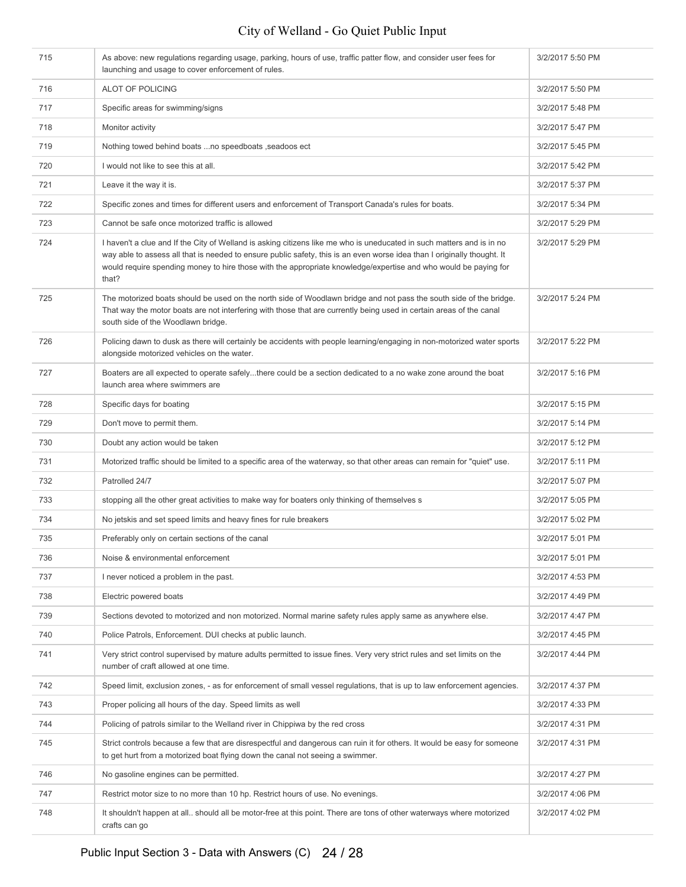| | | |
|---|---|---|
| 715 | As above: new regulations regarding usage, parking, hours of use, traffic patter flow, and consider user fees for launching and usage to cover enforcement of rules. | 3/2/2017 5:50 PM |
| 716 | ALOT OF POLICING | 3/2/2017 5:50 PM |
| 717 | Specific areas for swimming/signs | 3/2/2017 5:48 PM |
| 718 | Monitor activity | 3/2/2017 5:47 PM |
| 719 | Nothing towed behind boats ...no speedboats ,seadoos ect | 3/2/2017 5:45 PM |
| 720 | I would not like to see this at all. | 3/2/2017 5:42 PM |
| 721 | Leave it the way it is. | 3/2/2017 5:37 PM |
| 722 | Specific zones and times for different users and enforcement of Transport Canada's rules for boats. | 3/2/2017 5:34 PM |
| 723 | Cannot be safe once motorized traffic is allowed | 3/2/2017 5:29 PM |
| 724 | I haven't a clue and If the City of Welland is asking citizens like me who is uneducated in such matters and is in no way able to assess all that is needed to ensure public safety, this is an even worse idea than I originally thought. It would require spending money to hire those with the appropriate knowledge/expertise and who would be paying for that? | 3/2/2017 5:29 PM |
| 725 | The motorized boats should be used on the north side of Woodlawn bridge and not pass the south side of the bridge. That way the motor boats are not interfering with those that are currently being used in certain areas of the canal south side of the Woodlawn bridge. | 3/2/2017 5:24 PM |
| 726 | Policing dawn to dusk as there will certainly be accidents with people learning/engaging in non-motorized water sports alongside motorized vehicles on the water. | 3/2/2017 5:22 PM |
| 727 | Boaters are all expected to operate safely...there could be a section dedicated to a no wake zone around the boat launch area where swimmers are | 3/2/2017 5:16 PM |
| 728 | Specific days for boating | 3/2/2017 5:15 PM |
| 729 | Don't move to permit them. | 3/2/2017 5:14 PM |
| 730 | Doubt any action would be taken | 3/2/2017 5:12 PM |
| 731 | Motorized traffic should be limited to a specific area of the waterway, so that other areas can remain for "quiet" use. | 3/2/2017 5:11 PM |
| 732 | Patrolled 24/7 | 3/2/2017 5:07 PM |
| 733 | stopping all the other great activities to make way for boaters only thinking of themselves s | 3/2/2017 5:05 PM |
| 734 | No jetskis and set speed limits and heavy fines for rule breakers | 3/2/2017 5:02 PM |
| 735 | Preferably only on certain sections of the canal | 3/2/2017 5:01 PM |
| 736 | Noise & environmental enforcement | 3/2/2017 5:01 PM |
| 737 | I never noticed a problem in the past. | 3/2/2017 4:53 PM |
| 738 | Electric powered boats | 3/2/2017 4:49 PM |
| 739 | Sections devoted to motorized and non motorized. Normal marine safety rules apply same as anywhere else. | 3/2/2017 4:47 PM |
| 740 | Police Patrols, Enforcement. DUI checks at public launch. | 3/2/2017 4:45 PM |
| 741 | Very strict control supervised by mature adults permitted to issue fines. Very very strict rules and set limits on the number of craft allowed at one time. | 3/2/2017 4:44 PM |
| 742 | Speed limit, exclusion zones, - as for enforcement of small vessel regulations, that is up to law enforcement agencies. | 3/2/2017 4:37 PM |
| 743 | Proper policing all hours of the day. Speed limits as well | 3/2/2017 4:33 PM |
| 744 | Policing of patrols similar to the Welland river in Chippiwa by the red cross | 3/2/2017 4:31 PM |
| 745 | Strict controls because a few that are disrespectful and dangerous can ruin it for others. It would be easy for someone to get hurt from a motorized boat flying down the canal not seeing a swimmer. | 3/2/2017 4:31 PM |
| 746 | No gasoline engines can be permitted. | 3/2/2017 4:27 PM |
| 747 | Restrict motor size to no more than 10 hp. Restrict hours of use. No evenings. | 3/2/2017 4:06 PM |
| 748 | It shouldn't happen at all.. should all be motor-free at this point. There are tons of other waterways where motorized crafts can go | 3/2/2017 4:02 PM |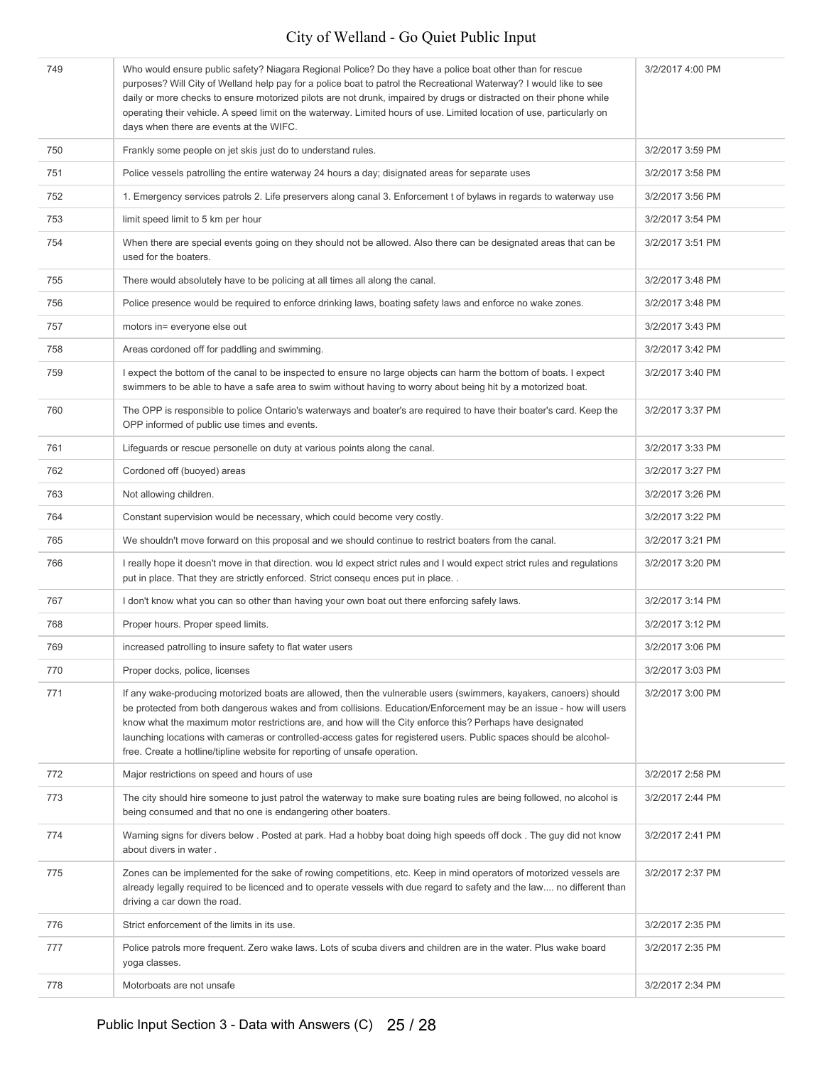| | | |
|---|---|---|
| 749 | Who would ensure public safety? Niagara Regional Police? Do they have a police boat other than for rescue purposes? Will City of Welland help pay for a police boat to patrol the Recreational Waterway? I would like to see daily or more checks to ensure motorized pilots are not drunk, impaired by drugs or distracted on their phone while operating their vehicle. A speed limit on the waterway. Limited hours of use. Limited location of use, particularly on days when there are events at the WIFC. | 3/2/2017 4:00 PM |
| 750 | Frankly some people on jet skis just do to understand rules. | 3/2/2017 3:59 PM |
| 751 | Police vessels patrolling the entire waterway 24 hours a day; disignated areas for separate uses | 3/2/2017 3:58 PM |
| 752 | 1. Emergency services patrols 2. Life preservers along canal 3. Enforcement t of bylaws in regards to waterway use | 3/2/2017 3:56 PM |
| 753 | limit speed limit to 5 km per hour | 3/2/2017 3:54 PM |
| 754 | When there are special events going on they should not be allowed. Also there can be designated areas that can be used for the boaters. | 3/2/2017 3:51 PM |
| 755 | There would absolutely have to be policing at all times all along the canal. | 3/2/2017 3:48 PM |
| 756 | Police presence would be required to enforce drinking laws, boating safety laws and enforce no wake zones. | 3/2/2017 3:48 PM |
| 757 | motors in= everyone else out | 3/2/2017 3:43 PM |
| 758 | Areas cordoned off for paddling and swimming. | 3/2/2017 3:42 PM |
| 759 | I expect the bottom of the canal to be inspected to ensure no large objects can harm the bottom of boats. I expect swimmers to be able to have a safe area to swim without having to worry about being hit by a motorized boat. | 3/2/2017 3:40 PM |
| 760 | The OPP is responsible to police Ontario's waterways and boater's are required to have their boater's card. Keep the OPP informed of public use times and events. | 3/2/2017 3:37 PM |
| 761 | Lifeguards or rescue personelle on duty at various points along the canal. | 3/2/2017 3:33 PM |
| 762 | Cordoned off (buoyed) areas | 3/2/2017 3:27 PM |
| 763 | Not allowing children. | 3/2/2017 3:26 PM |
| 764 | Constant supervision would be necessary, which could become very costly. | 3/2/2017 3:22 PM |
| 765 | We shouldn't move forward on this proposal and we should continue to restrict boaters from the canal. | 3/2/2017 3:21 PM |
| 766 | I really hope it doesn't move in that direction. wou ld expect strict rules and I would expect strict rules and regulations put in place. That they are strictly enforced. Strict consequ ences put in place. . | 3/2/2017 3:20 PM |
| 767 | I don't know what you can so other than having your own boat out there enforcing safely laws. | 3/2/2017 3:14 PM |
| 768 | Proper hours. Proper speed limits. | 3/2/2017 3:12 PM |
| 769 | increased patrolling to insure safety to flat water users | 3/2/2017 3:06 PM |
| 770 | Proper docks, police, licenses | 3/2/2017 3:03 PM |
| 771 | If any wake-producing motorized boats are allowed, then the vulnerable users (swimmers, kayakers, canoers) should be protected from both dangerous wakes and from collisions. Education/Enforcement may be an issue - how will users know what the maximum motor restrictions are, and how will the City enforce this? Perhaps have designated launching locations with cameras or controlled-access gates for registered users. Public spaces should be alcohol-free. Create a hotline/tipline website for reporting of unsafe operation. | 3/2/2017 3:00 PM |
| 772 | Major restrictions on speed and hours of use | 3/2/2017 2:58 PM |
| 773 | The city should hire someone to just patrol the waterway to make sure boating rules are being followed, no alcohol is being consumed and that no one is endangering other boaters. | 3/2/2017 2:44 PM |
| 774 | Warning signs for divers below . Posted at park. Had a hobby boat doing high speeds off dock . The guy did not know about divers in water . | 3/2/2017 2:41 PM |
| 775 | Zones can be implemented for the sake of rowing competitions, etc. Keep in mind operators of motorized vessels are already legally required to be licenced and to operate vessels with due regard to safety and the law.... no different than driving a car down the road. | 3/2/2017 2:37 PM |
| 776 | Strict enforcement of the limits in its use. | 3/2/2017 2:35 PM |
| 777 | Police patrols more frequent. Zero wake laws. Lots of scuba divers and children are in the water. Plus wake board yoga classes. | 3/2/2017 2:35 PM |
| 778 | Motorboats are not unsafe | 3/2/2017 2:34 PM |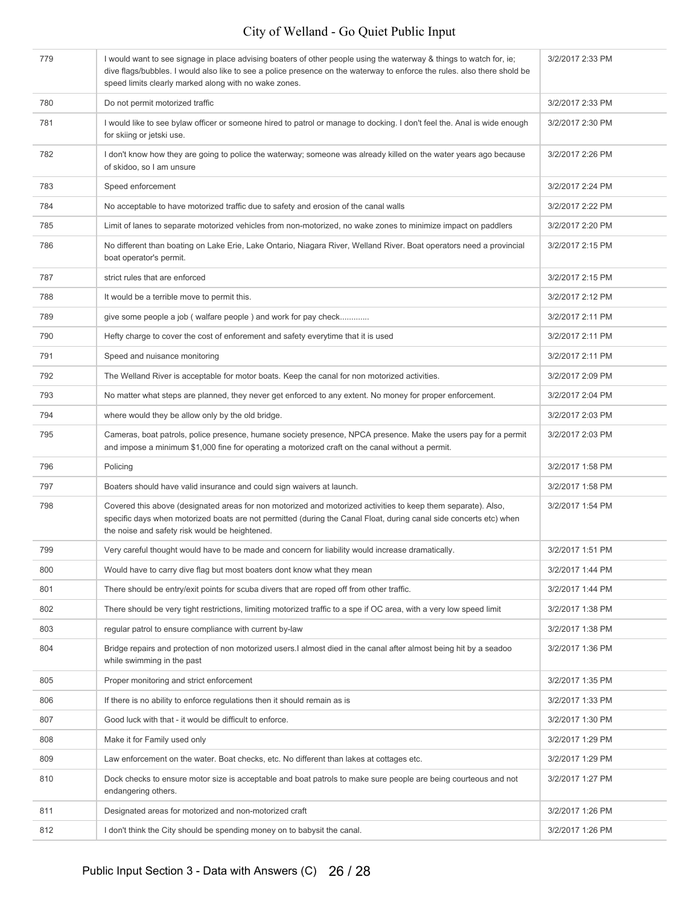| | | |
|---|---|---|
| 779 | I would want to see signage in place advising boaters of other people using the waterway & things to watch for, ie; dive flags/bubbles. I would also like to see a police presence on the waterway to enforce the rules. also there shold be speed limits clearly marked along with no wake zones. | 3/2/2017 2:33 PM |
| 780 | Do not permit motorized traffic | 3/2/2017 2:33 PM |
| 781 | I would like to see bylaw officer or someone hired to patrol or manage to docking. I don't feel the. Anal is wide enough for skiing or jetski use. | 3/2/2017 2:30 PM |
| 782 | I don't know how they are going to police the waterway; someone was already killed on the water years ago because of skidoo, so I am unsure | 3/2/2017 2:26 PM |
| 783 | Speed enforcement | 3/2/2017 2:24 PM |
| 784 | No acceptable to have motorized traffic due to safety and erosion of the canal walls | 3/2/2017 2:22 PM |
| 785 | Limit of lanes to separate motorized vehicles from non-motorized, no wake zones to minimize impact on paddlers | 3/2/2017 2:20 PM |
| 786 | No different than boating on Lake Erie, Lake Ontario, Niagara River, Welland River. Boat operators need a provincial boat operator's permit. | 3/2/2017 2:15 PM |
| 787 | strict rules that are enforced | 3/2/2017 2:15 PM |
| 788 | It would be a terrible move to permit this. | 3/2/2017 2:12 PM |
| 789 | give some people a job ( walfare people ) and work for pay check............. | 3/2/2017 2:11 PM |
| 790 | Hefty charge to cover the cost of enforement and safety everytime that it is used | 3/2/2017 2:11 PM |
| 791 | Speed and nuisance monitoring | 3/2/2017 2:11 PM |
| 792 | The Welland River is acceptable for motor boats. Keep the canal for non motorized activities. | 3/2/2017 2:09 PM |
| 793 | No matter what steps are planned, they never get enforced to any extent. No money for proper enforcement. | 3/2/2017 2:04 PM |
| 794 | where would they be allow only by the old bridge. | 3/2/2017 2:03 PM |
| 795 | Cameras, boat patrols, police presence, humane society presence, NPCA presence. Make the users pay for a permit and impose a minimum $1,000 fine for operating a motorized craft on the canal without a permit. | 3/2/2017 2:03 PM |
| 796 | Policing | 3/2/2017 1:58 PM |
| 797 | Boaters should have valid insurance and could sign waivers at launch. | 3/2/2017 1:58 PM |
| 798 | Covered this above (designated areas for non motorized and motorized activities to keep them separate). Also, specific days when motorized boats are not permitted (during the Canal Float, during canal side concerts etc) when the noise and safety risk would be heightened. | 3/2/2017 1:54 PM |
| 799 | Very careful thought would have to be made and concern for liability would increase dramatically. | 3/2/2017 1:51 PM |
| 800 | Would have to carry dive flag but most boaters dont know what they mean | 3/2/2017 1:44 PM |
| 801 | There should be entry/exit points for scuba divers that are roped off from other traffic. | 3/2/2017 1:44 PM |
| 802 | There should be very tight restrictions, limiting motorized traffic to a spe if OC area, with a very low speed limit | 3/2/2017 1:38 PM |
| 803 | regular patrol to ensure compliance with current by-law | 3/2/2017 1:38 PM |
| 804 | Bridge repairs and protection of non motorized users.I almost died in the canal after almost being hit by a seadoo while swimming in the past | 3/2/2017 1:36 PM |
| 805 | Proper monitoring and strict enforcement | 3/2/2017 1:35 PM |
| 806 | If there is no ability to enforce regulations then it should remain as is | 3/2/2017 1:33 PM |
| 807 | Good luck with that - it would be difficult to enforce. | 3/2/2017 1:30 PM |
| 808 | Make it for Family used only | 3/2/2017 1:29 PM |
| 809 | Law enforcement on the water. Boat checks, etc. No different than lakes at cottages etc. | 3/2/2017 1:29 PM |
| 810 | Dock checks to ensure motor size is acceptable and boat patrols to make sure people are being courteous and not endangering others. | 3/2/2017 1:27 PM |
| 811 | Designated areas for motorized and non-motorized craft | 3/2/2017 1:26 PM |
| 812 | I don't think the City should be spending money on to babysit the canal. | 3/2/2017 1:26 PM |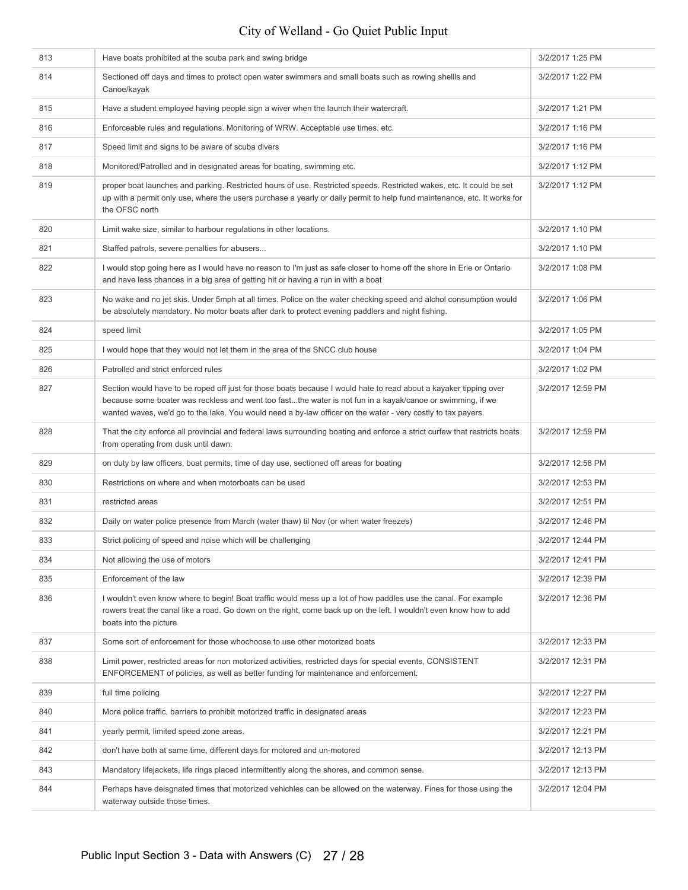| | | |
|---|---|---|
| 813 | Have boats prohibited at the scuba park and swing bridge | 3/2/2017 1:25 PM |
| 814 | Sectioned off days and times to protect open water swimmers and small boats such as rowing shellls and Canoe/kayak | 3/2/2017 1:22 PM |
| 815 | Have a student employee having people sign a wiver when the launch their watercraft. | 3/2/2017 1:21 PM |
| 816 | Enforceable rules and regulations. Monitoring of WRW. Acceptable use times. etc. | 3/2/2017 1:16 PM |
| 817 | Speed limit and signs to be aware of scuba divers | 3/2/2017 1:16 PM |
| 818 | Monitored/Patrolled and in designated areas for boating, swimming etc. | 3/2/2017 1:12 PM |
| 819 | proper boat launches and parking. Restricted hours of use. Restricted speeds. Restricted wakes, etc. It could be set up with a permit only use, where the users purchase a yearly or daily permit to help fund maintenance, etc. It works for the OFSC north | 3/2/2017 1:12 PM |
| 820 | Limit wake size, similar to harbour regulations in other locations. | 3/2/2017 1:10 PM |
| 821 | Staffed patrols, severe penalties for abusers... | 3/2/2017 1:10 PM |
| 822 | I would stop going here as I would have no reason to I'm just as safe closer to home off the shore in Erie or Ontario and have less chances in a big area of getting hit or having a run in with a boat | 3/2/2017 1:08 PM |
| 823 | No wake and no jet skis. Under 5mph at all times. Police on the water checking speed and alchol consumption would be absolutely mandatory. No motor boats after dark to protect evening paddlers and night fishing. | 3/2/2017 1:06 PM |
| 824 | speed limit | 3/2/2017 1:05 PM |
| 825 | I would hope that they would not let them in the area of the SNCC club house | 3/2/2017 1:04 PM |
| 826 | Patrolled and strict enforced rules | 3/2/2017 1:02 PM |
| 827 | Section would have to be roped off just for those boats because I would hate to read about a kayaker tipping over because some boater was reckless and went too fast...the water is not fun in a kayak/canoe or swimming, if we wanted waves, we'd go to the lake. You would need a by-law officer on the water - very costly to tax payers. | 3/2/2017 12:59 PM |
| 828 | That the city enforce all provincial and federal laws surrounding boating and enforce a strict curfew that restricts boats from operating from dusk until dawn. | 3/2/2017 12:59 PM |
| 829 | on duty by law officers, boat permits, time of day use, sectioned off areas for boating | 3/2/2017 12:58 PM |
| 830 | Restrictions on where and when motorboats can be used | 3/2/2017 12:53 PM |
| 831 | restricted areas | 3/2/2017 12:51 PM |
| 832 | Daily on water police presence from March (water thaw) til Nov (or when water freezes) | 3/2/2017 12:46 PM |
| 833 | Strict policing of speed and noise which will be challenging | 3/2/2017 12:44 PM |
| 834 | Not allowing the use of motors | 3/2/2017 12:41 PM |
| 835 | Enforcement of the law | 3/2/2017 12:39 PM |
| 836 | I wouldn't even know where to begin! Boat traffic would mess up a lot of how paddles use the canal. For example rowers treat the canal like a road. Go down on the right, come back up on the left. I wouldn't even know how to add boats into the picture | 3/2/2017 12:36 PM |
| 837 | Some sort of enforcement for those whochoose to use other motorized boats | 3/2/2017 12:33 PM |
| 838 | Limit power, restricted areas for non motorized activities, restricted days for special events, CONSISTENT ENFORCEMENT of policies, as well as better funding for maintenance and enforcement. | 3/2/2017 12:31 PM |
| 839 | full time policing | 3/2/2017 12:27 PM |
| 840 | More police traffic, barriers to prohibit motorized traffic in designated areas | 3/2/2017 12:23 PM |
| 841 | yearly permit, limited speed zone areas. | 3/2/2017 12:21 PM |
| 842 | don't have both at same time, different days for motored and un-motored | 3/2/2017 12:13 PM |
| 843 | Mandatory lifejackets, life rings placed intermittently along the shores, and common sense. | 3/2/2017 12:13 PM |
| 844 | Perhaps have deisgnated times that motorized vehichles can be allowed on the waterway. Fines for those using the waterway outside those times. | 3/2/2017 12:04 PM |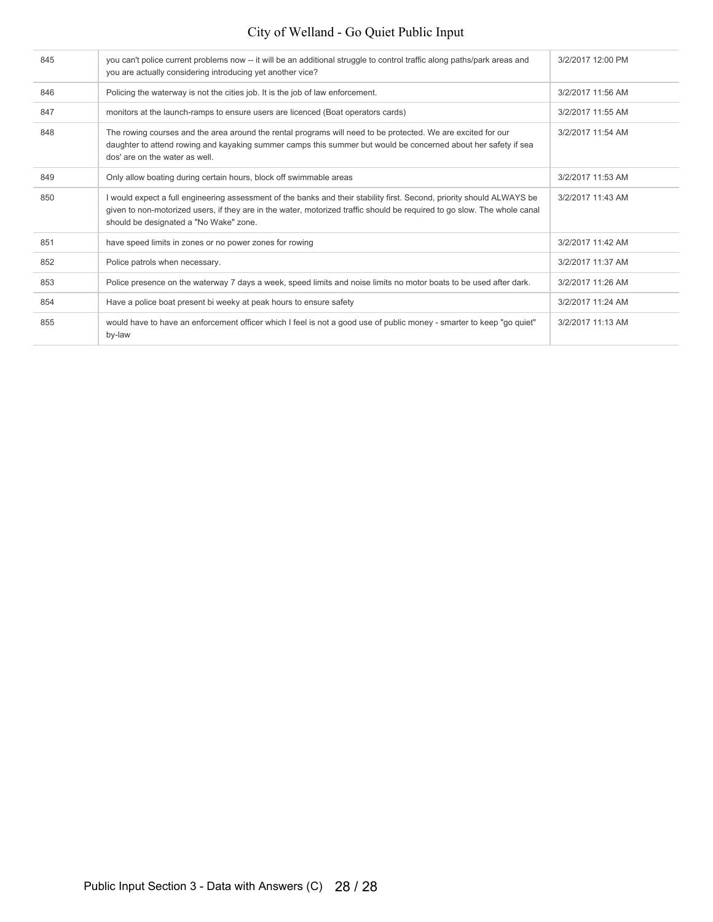| | | |
|---|---|---|
| 845 | you can't police current problems now -- it will be an additional struggle to control traffic along paths/park areas and you are actually considering introducing yet another vice? | 3/2/2017 12:00 PM |
| 846 | Policing the waterway is not the cities job. It is the job of law enforcement. | 3/2/2017 11:56 AM |
| 847 | monitors at the launch-ramps to ensure users are licenced (Boat operators cards) | 3/2/2017 11:55 AM |
| 848 | The rowing courses and the area around the rental programs will need to be protected. We are excited for our daughter to attend rowing and kayaking summer camps this summer but would be concerned about her safety if sea dos' are on the water as well. | 3/2/2017 11:54 AM |
| 849 | Only allow boating during certain hours, block off swimmable areas | 3/2/2017 11:53 AM |
| 850 | I would expect a full engineering assessment of the banks and their stability first. Second, priority should ALWAYS be given to non-motorized users, if they are in the water, motorized traffic should be required to go slow. The whole canal should be designated a "No Wake" zone. | 3/2/2017 11:43 AM |
| 851 | have speed limits in zones or no power zones for rowing | 3/2/2017 11:42 AM |
| 852 | Police patrols when necessary. | 3/2/2017 11:37 AM |
| 853 | Police presence on the waterway 7 days a week, speed limits and noise limits no motor boats to be used after dark. | 3/2/2017 11:26 AM |
| 854 | Have a police boat present bi weeky at peak hours to ensure safety | 3/2/2017 11:24 AM |
| 855 | would have to have an enforcement officer which I feel is not a good use of public money - smarter to keep "go quiet" by-law | 3/2/2017 11:13 AM |